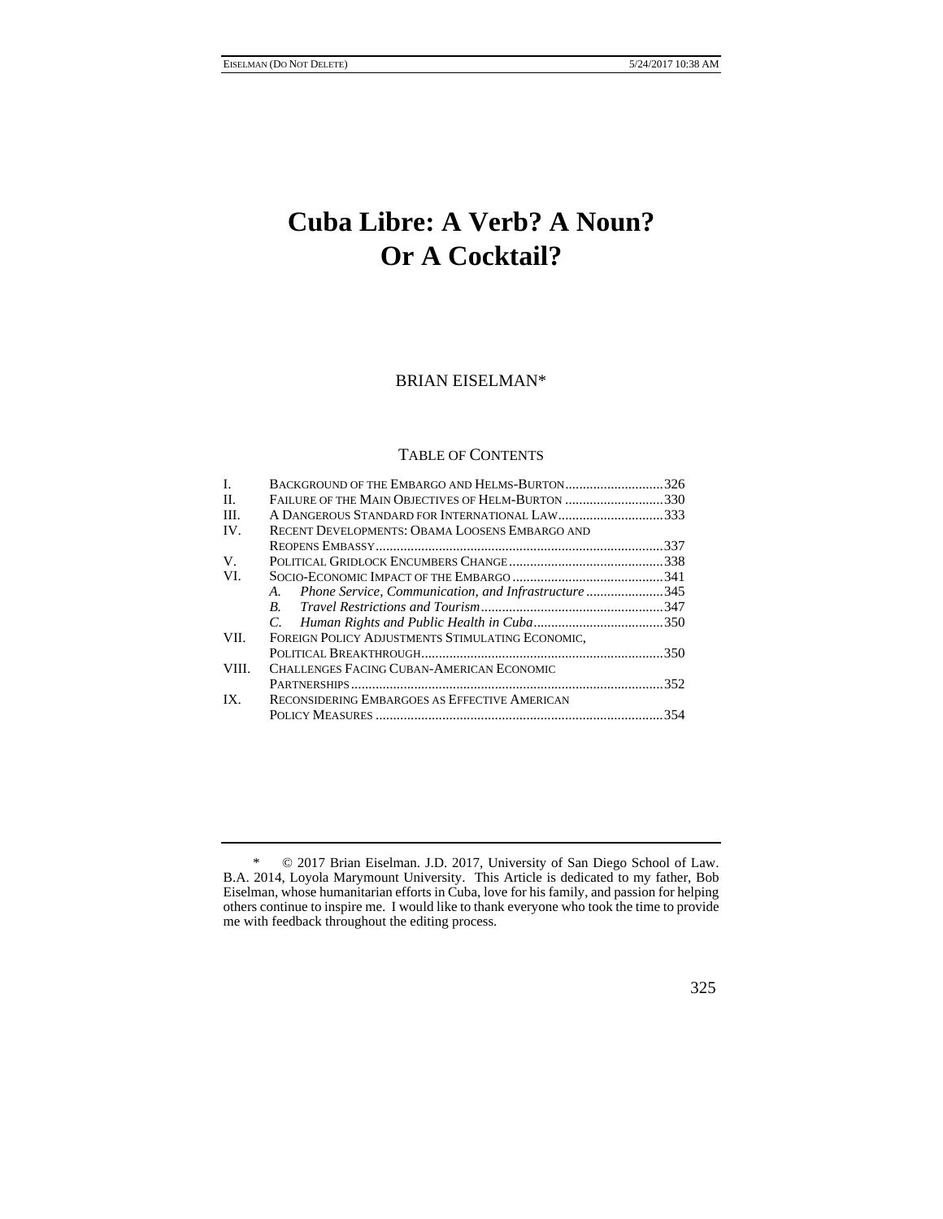# Cuba Libre: A Verb? A Noun? Or A Cocktail?

BRIAN EISELMAN*

TABLE OF CONTENTS

I. BACKGROUND OF THE EMBARGO AND HELMS-BURTON ............................326
II. FAILURE OF THE MAIN OBJECTIVES OF HELM-BURTON ............................330
III. A DANGEROUS STANDARD FOR INTERNATIONAL LAW..............................333
IV. RECENT DEVELOPMENTS: OBAMA LOOSENS EMBARGO AND REOPENS EMBASSY..................................................................................337
V. POLITICAL GRIDLOCK ENCUMBERS CHANGE............................................338
VI. SOCIO-ECONOMIC IMPACT OF THE EMBARGO ...........................................341
   *A. Phone Service, Communication, and Infrastructure* ......................345
   *B. Travel Restrictions and Tourism*....................................................347
   *C. Human Rights and Public Health in Cuba*.....................................350
VII. FOREIGN POLICY ADJUSTMENTS STIMULATING ECONOMIC, POLITICAL BREAKTHROUGH.....................................................................350
VIII. CHALLENGES FACING CUBAN-AMERICAN ECONOMIC PARTNERSHIPS........................................................................................352
IX. RECONSIDERING EMBARGOES AS EFFECTIVE AMERICAN POLICY MEASURES .................................................................................354

\* © 2017 Brian Eiselman. J.D. 2017, University of San Diego School of Law. B.A. 2014, Loyola Marymount University. This Article is dedicated to my father, Bob Eiselman, whose humanitarian efforts in Cuba, love for his family, and passion for helping others continue to inspire me. I would like to thank everyone who took the time to provide me with feedback throughout the editing process.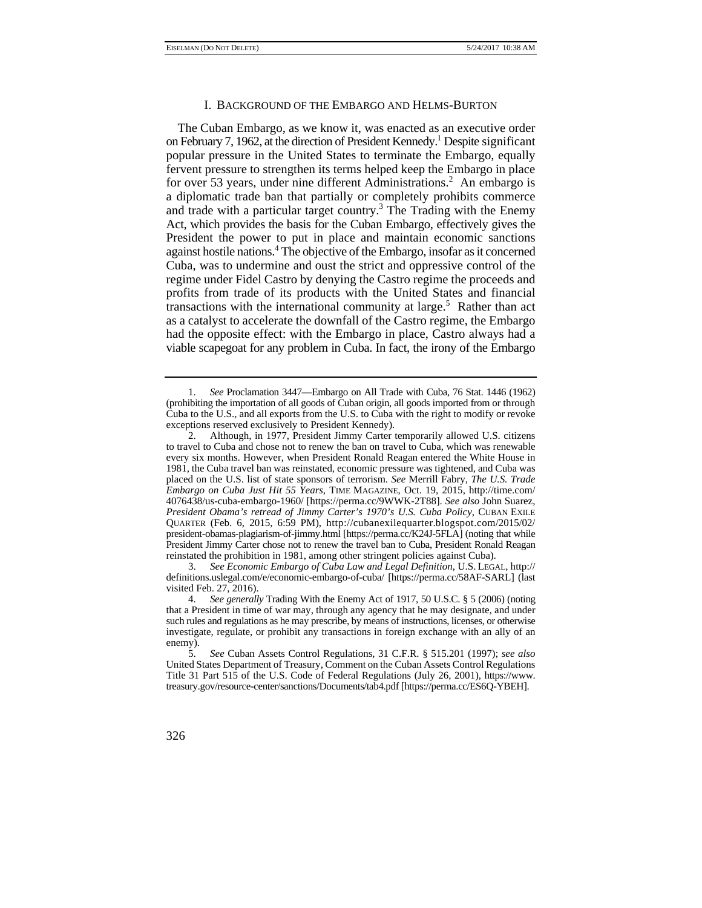## I. Background of the Embargo and Helms-Burton

The Cuban Embargo, as we know it, was enacted as an executive order on February 7, 1962, at the direction of President Kennedy.[1] Despite significant popular pressure in the United States to terminate the Embargo, equally fervent pressure to strengthen its terms helped keep the Embargo in place for over 53 years, under nine different Administrations.[2] An embargo is a diplomatic trade ban that partially or completely prohibits commerce and trade with a particular target country.[3] The Trading with the Enemy Act, which provides the basis for the Cuban Embargo, effectively gives the President the power to put in place and maintain economic sanctions against hostile nations.[4] The objective of the Embargo, insofar as it concerned Cuba, was to undermine and oust the strict and oppressive control of the regime under Fidel Castro by denying the Castro regime the proceeds and profits from trade of its products with the United States and financial transactions with the international community at large.[5] Rather than act as a catalyst to accelerate the downfall of the Castro regime, the Embargo had the opposite effect: with the Embargo in place, Castro always had a viable scapegoat for any problem in Cuba. In fact, the irony of the Embargo

---

1. *See* Proclamation 3447—Embargo on All Trade with Cuba, 76 Stat. 1446 (1962) (prohibiting the importation of all goods of Cuban origin, all goods imported from or through Cuba to the U.S., and all exports from the U.S. to Cuba with the right to modify or revoke exceptions reserved exclusively to President Kennedy).

2. Although, in 1977, President Jimmy Carter temporarily allowed U.S. citizens to travel to Cuba and chose not to renew the ban on travel to Cuba, which was renewable every six months. However, when President Ronald Reagan entered the White House in 1981, the Cuba travel ban was reinstated, economic pressure was tightened, and Cuba was placed on the U.S. list of state sponsors of terrorism. *See* Merrill Fabry, *The U.S. Trade Embargo on Cuba Just Hit 55 Years*, TIME MAGAZINE, Oct. 19, 2015, http://time.com/4076438/us-cuba-embargo-1960/ [https://perma.cc/9WWK-2T88]. *See also* John Suarez, *President Obama's retread of Jimmy Carter's 1970's U.S. Cuba Policy*, CUBAN EXILE QUARTER (Feb. 6, 2015, 6:59 PM), http://cubanexilequarter.blogspot.com/2015/02/president-obamas-plagiarism-of-jimmy.html [https://perma.cc/K24J-5FLA] (noting that while President Jimmy Carter chose not to renew the travel ban to Cuba, President Ronald Reagan reinstated the prohibition in 1981, among other stringent policies against Cuba).

3. *See Economic Embargo of Cuba Law and Legal Definition*, U.S. LEGAL, http://definitions.uslegal.com/e/economic-embargo-of-cuba/ [https://perma.cc/58AF-SARL] (last visited Feb. 27, 2016).

4. *See generally* Trading With the Enemy Act of 1917, 50 U.S.C. § 5 (2006) (noting that a President in time of war may, through any agency that he may designate, and under such rules and regulations as he may prescribe, by means of instructions, licenses, or otherwise investigate, regulate, or prohibit any transactions in foreign exchange with an ally of an enemy).

5. *See* Cuban Assets Control Regulations, 31 C.F.R. § 515.201 (1997); *see also* United States Department of Treasury, Comment on the Cuban Assets Control Regulations Title 31 Part 515 of the U.S. Code of Federal Regulations (July 26, 2001), https://www.treasury.gov/resource-center/sanctions/Documents/tab4.pdf [https://perma.cc/ES6Q-YBEH].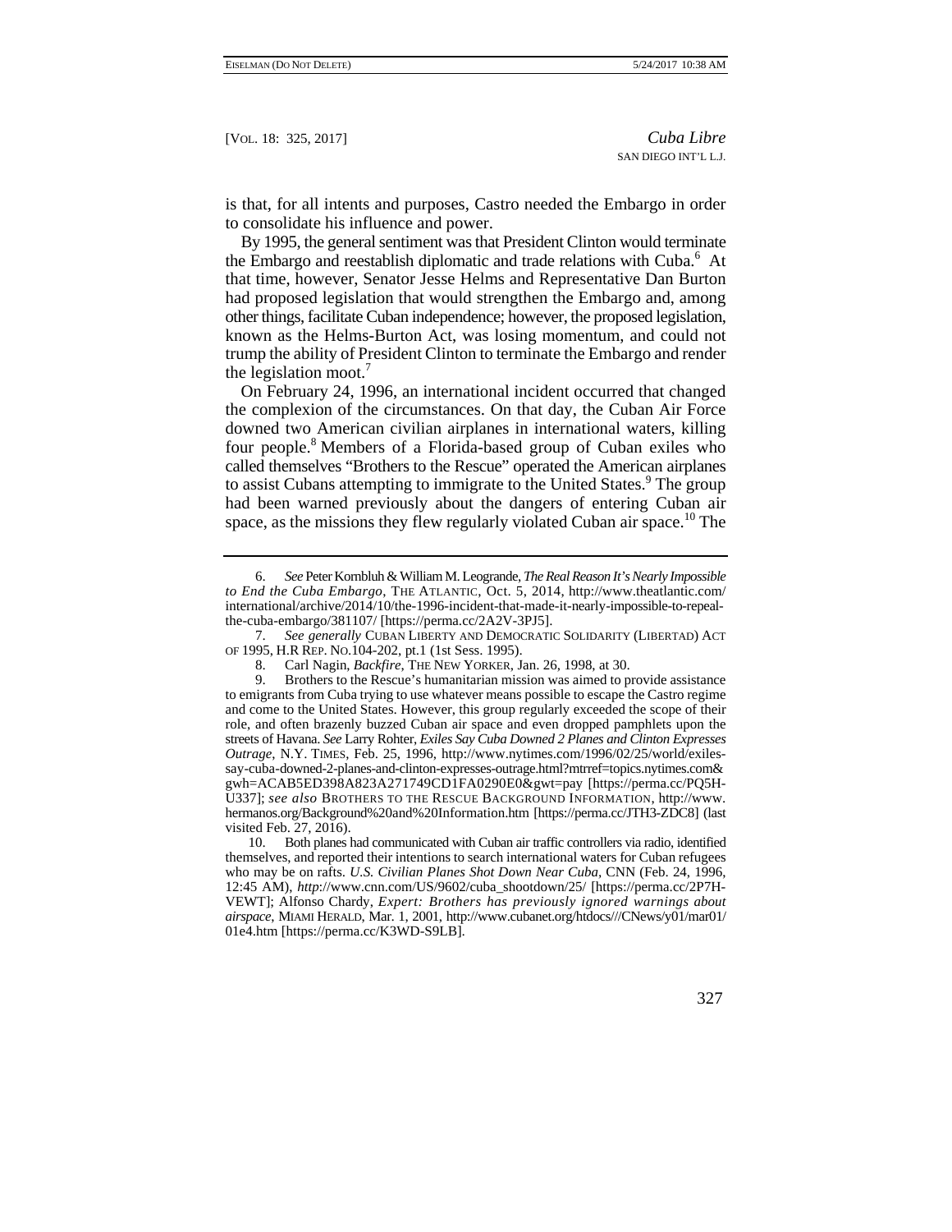is that, for all intents and purposes, Castro needed the Embargo in order to consolidate his influence and power.

By 1995, the general sentiment was that President Clinton would terminate the Embargo and reestablish diplomatic and trade relations with Cuba.[6] At that time, however, Senator Jesse Helms and Representative Dan Burton had proposed legislation that would strengthen the Embargo and, among other things, facilitate Cuban independence; however, the proposed legislation, known as the Helms-Burton Act, was losing momentum, and could not trump the ability of President Clinton to terminate the Embargo and render the legislation moot.[7]

On February 24, 1996, an international incident occurred that changed the complexion of the circumstances. On that day, the Cuban Air Force downed two American civilian airplanes in international waters, killing four people.[8] Members of a Florida-based group of Cuban exiles who called themselves "Brothers to the Rescue" operated the American airplanes to assist Cubans attempting to immigrate to the United States.[9] The group had been warned previously about the dangers of entering Cuban air space, as the missions they flew regularly violated Cuban air space.[10] The

---

6. *See* Peter Kornbluh & William M. Leogrande, *The Real Reason It's Nearly Impossible to End the Cuba Embargo*, THE ATLANTIC, Oct. 5, 2014, http://www.theatlantic.com/international/archive/2014/10/the-1996-incident-that-made-it-nearly-impossible-to-repeal-the-cuba-embargo/381107/ [https://perma.cc/2A2V-3PJ5].

7. *See generally* CUBAN LIBERTY AND DEMOCRATIC SOLIDARITY (LIBERTAD) ACT OF 1995, H.R REP. NO.104-202, pt.1 (1st Sess. 1995).

8. Carl Nagin, *Backfire*, THE NEW YORKER, Jan. 26, 1998, at 30.

9. Brothers to the Rescue's humanitarian mission was aimed to provide assistance to emigrants from Cuba trying to use whatever means possible to escape the Castro regime and come to the United States. However, this group regularly exceeded the scope of their role, and often brazenly buzzed Cuban air space and even dropped pamphlets upon the streets of Havana. *See* Larry Rohter, *Exiles Say Cuba Downed 2 Planes and Clinton Expresses Outrage*, N.Y. TIMES, Feb. 25, 1996, http://www.nytimes.com/1996/02/25/world/exiles-say-cuba-downed-2-planes-and-clinton-expresses-outrage.html?mtrref=topics.nytimes.com&gwh=ACAB5ED398A823A271749CD1FA0290E0&gwt=pay [https://perma.cc/PQ5H-U337]; *see also* BROTHERS TO THE RESCUE BACKGROUND INFORMATION, http://www.hermanos.org/Background%20and%20Information.htm [https://perma.cc/JTH3-ZDC8] (last visited Feb. 27, 2016).

10. Both planes had communicated with Cuban air traffic controllers via radio, identified themselves, and reported their intentions to search international waters for Cuban refugees who may be on rafts. *U.S. Civilian Planes Shot Down Near Cuba*, CNN (Feb. 24, 1996, 12:45 AM), *http*://www.cnn.com/US/9602/cuba_shootdown/25/ [https://perma.cc/2P7H-VEWT]; Alfonso Chardy, *Expert: Brothers has previously ignored warnings about airspace*, MIAMI HERALD, Mar. 1, 2001, http://www.cubanet.org/htdocs///CNews/y01/mar01/01e4.htm [https://perma.cc/K3WD-S9LB].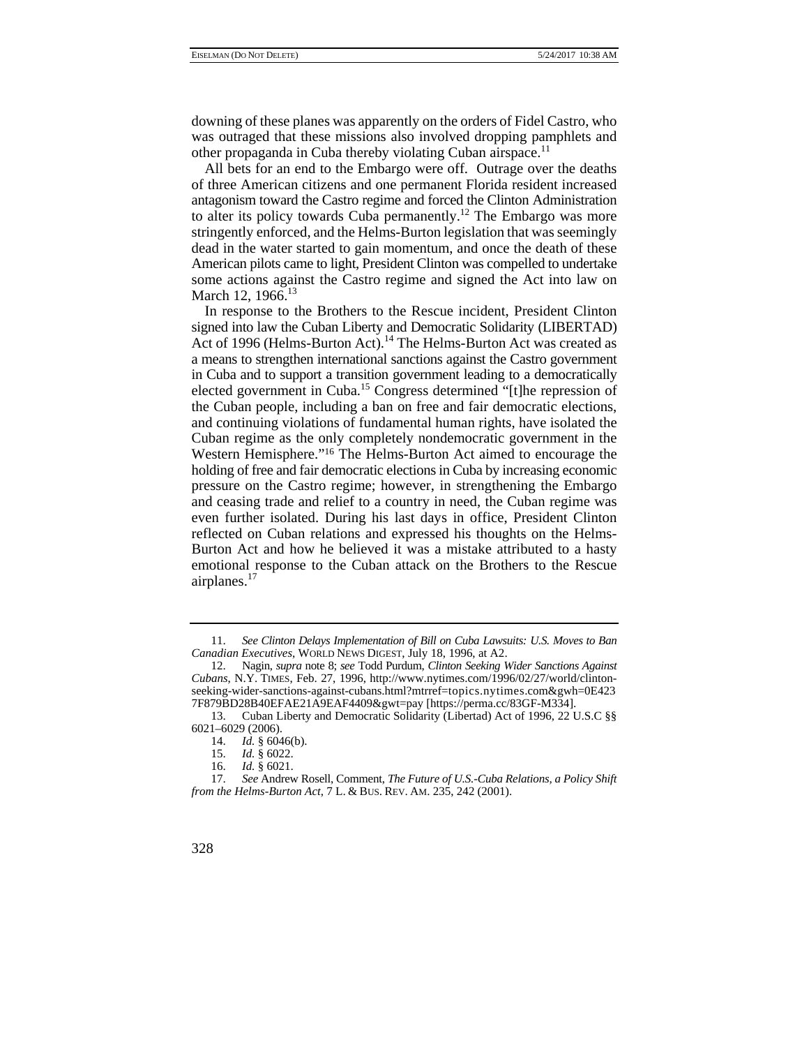downing of these planes was apparently on the orders of Fidel Castro, who was outraged that these missions also involved dropping pamphlets and other propaganda in Cuba thereby violating Cuban airspace.[11]

All bets for an end to the Embargo were off. Outrage over the deaths of three American citizens and one permanent Florida resident increased antagonism toward the Castro regime and forced the Clinton Administration to alter its policy towards Cuba permanently.[12] The Embargo was more stringently enforced, and the Helms-Burton legislation that was seemingly dead in the water started to gain momentum, and once the death of these American pilots came to light, President Clinton was compelled to undertake some actions against the Castro regime and signed the Act into law on March 12, 1966.[13]

In response to the Brothers to the Rescue incident, President Clinton signed into law the Cuban Liberty and Democratic Solidarity (LIBERTAD) Act of 1996 (Helms-Burton Act).[14] The Helms-Burton Act was created as a means to strengthen international sanctions against the Castro government in Cuba and to support a transition government leading to a democratically elected government in Cuba.[15] Congress determined "[t]he repression of the Cuban people, including a ban on free and fair democratic elections, and continuing violations of fundamental human rights, have isolated the Cuban regime as the only completely nondemocratic government in the Western Hemisphere."[16] The Helms-Burton Act aimed to encourage the holding of free and fair democratic elections in Cuba by increasing economic pressure on the Castro regime; however, in strengthening the Embargo and ceasing trade and relief to a country in need, the Cuban regime was even further isolated. During his last days in office, President Clinton reflected on Cuban relations and expressed his thoughts on the Helms-Burton Act and how he believed it was a mistake attributed to a hasty emotional response to the Cuban attack on the Brothers to the Rescue airplanes.[17]

---

11. *See Clinton Delays Implementation of Bill on Cuba Lawsuits: U.S. Moves to Ban Canadian Executives*, WORLD NEWS DIGEST, July 18, 1996, at A2.

12. Nagin, *supra* note 8; *see* Todd Purdum, *Clinton Seeking Wider Sanctions Against Cubans*, N.Y. TIMES, Feb. 27, 1996, http://www.nytimes.com/1996/02/27/world/clinton-seeking-wider-sanctions-against-cubans.html?mtrref=topics.nytimes.com&gwh=0E4237F879BD28B40EFAE21A9EAF4409&gwt=pay [https://perma.cc/83GF-M334].

13. Cuban Liberty and Democratic Solidarity (Libertad) Act of 1996, 22 U.S.C §§ 6021–6029 (2006).

14. *Id.* § 6046(b).

15. *Id.* § 6022.

16. *Id.* § 6021.

17. *See* Andrew Rosell, Comment, *The Future of U.S.-Cuba Relations, a Policy Shift from the Helms-Burton Act*, 7 L. & BUS. REV. AM. 235, 242 (2001).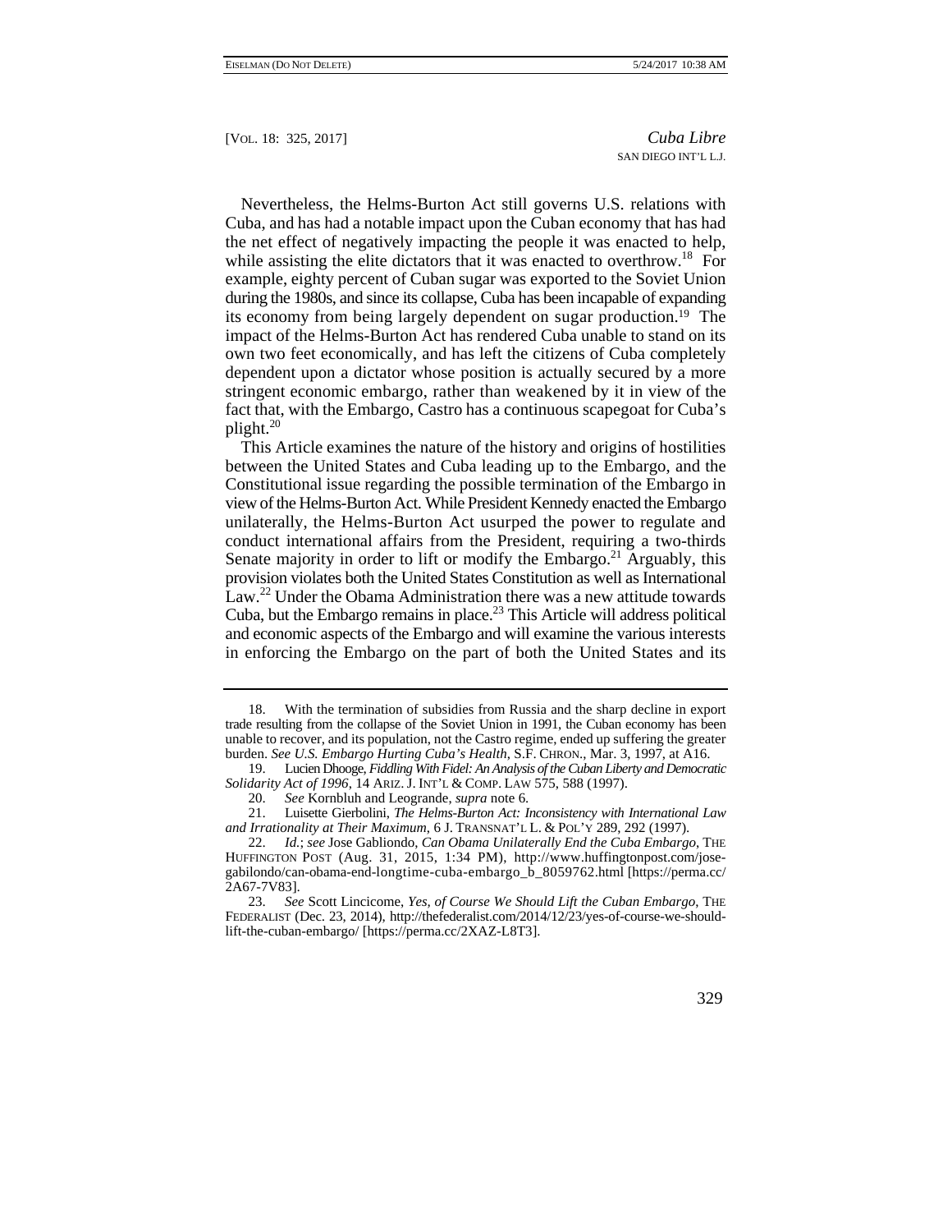Nevertheless, the Helms-Burton Act still governs U.S. relations with Cuba, and has had a notable impact upon the Cuban economy that has had the net effect of negatively impacting the people it was enacted to help, while assisting the elite dictators that it was enacted to overthrow.[18] For example, eighty percent of Cuban sugar was exported to the Soviet Union during the 1980s, and since its collapse, Cuba has been incapable of expanding its economy from being largely dependent on sugar production.[19] The impact of the Helms-Burton Act has rendered Cuba unable to stand on its own two feet economically, and has left the citizens of Cuba completely dependent upon a dictator whose position is actually secured by a more stringent economic embargo, rather than weakened by it in view of the fact that, with the Embargo, Castro has a continuous scapegoat for Cuba's plight.[20]

This Article examines the nature of the history and origins of hostilities between the United States and Cuba leading up to the Embargo, and the Constitutional issue regarding the possible termination of the Embargo in view of the Helms-Burton Act. While President Kennedy enacted the Embargo unilaterally, the Helms-Burton Act usurped the power to regulate and conduct international affairs from the President, requiring a two-thirds Senate majority in order to lift or modify the Embargo.[21] Arguably, this provision violates both the United States Constitution as well as International Law.[22] Under the Obama Administration there was a new attitude towards Cuba, but the Embargo remains in place.[23] This Article will address political and economic aspects of the Embargo and will examine the various interests in enforcing the Embargo on the part of both the United States and its

---

18. With the termination of subsidies from Russia and the sharp decline in export trade resulting from the collapse of the Soviet Union in 1991, the Cuban economy has been unable to recover, and its population, not the Castro regime, ended up suffering the greater burden. *See U.S. Embargo Hurting Cuba's Health*, S.F. CHRON., Mar. 3, 1997, at A16.

19. Lucien Dhooge, *Fiddling With Fidel: An Analysis of the Cuban Liberty and Democratic Solidarity Act of 1996*, 14 ARIZ. J. INT'L & COMP. LAW 575, 588 (1997).

20. *See* Kornbluh and Leogrande, *supra* note 6.

21. Luisette Gierbolini, *The Helms-Burton Act: Inconsistency with International Law and Irrationality at Their Maximum*, 6 J. TRANSNAT'L L. & POL'Y 289, 292 (1997).

22. *Id.*; *see* Jose Gabliondo, *Can Obama Unilaterally End the Cuba Embargo*, THE HUFFINGTON POST (Aug. 31, 2015, 1:34 PM), http://www.huffingtonpost.com/jose-gabilondo/can-obama-end-longtime-cuba-embargo_b_8059762.html [https://perma.cc/2A67-7V83].

23. *See* Scott Lincicome, *Yes, of Course We Should Lift the Cuban Embargo*, THE FEDERALIST (Dec. 23, 2014), http://thefederalist.com/2014/12/23/yes-of-course-we-should-lift-the-cuban-embargo/ [https://perma.cc/2XAZ-L8T3].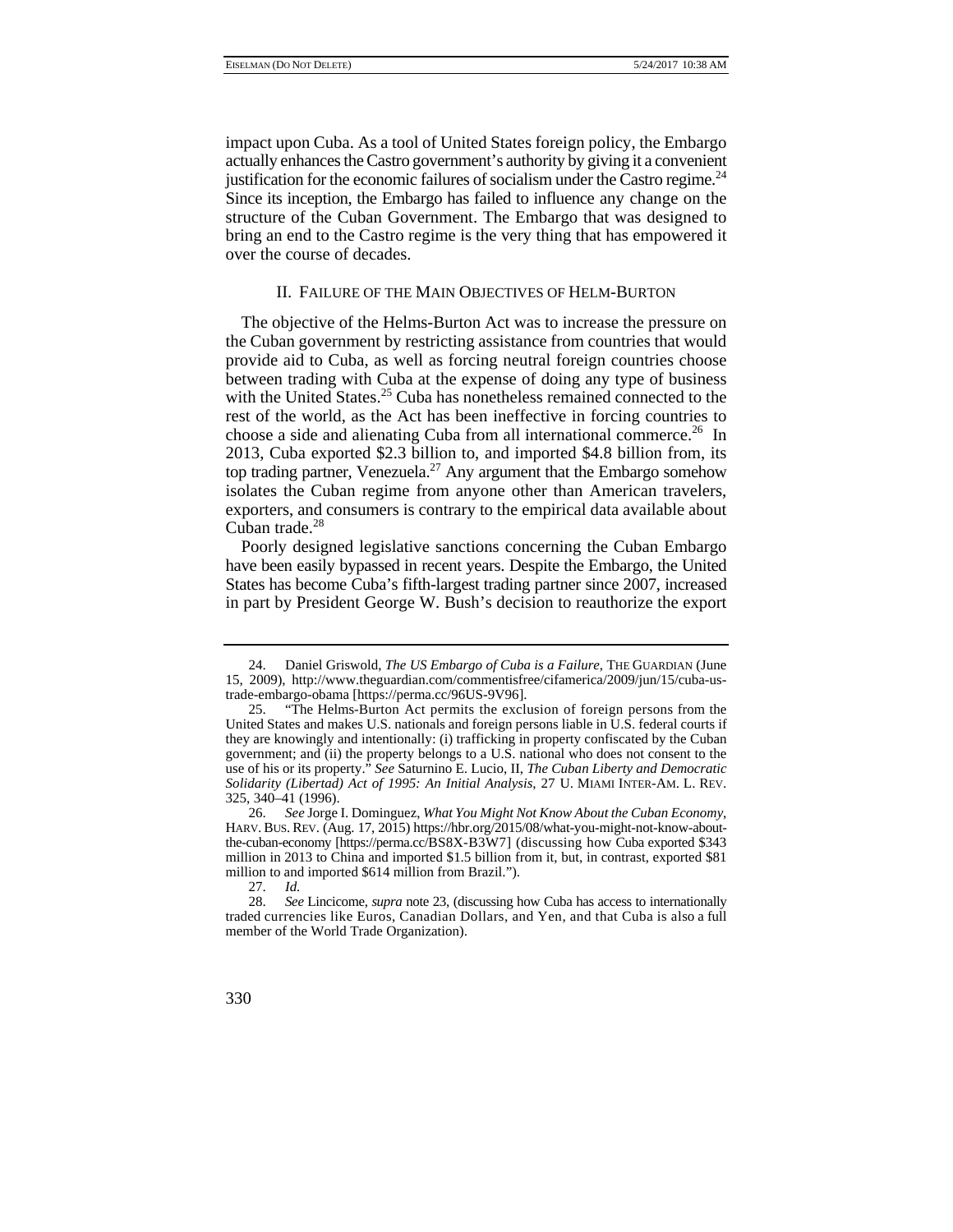impact upon Cuba. As a tool of United States foreign policy, the Embargo actually enhances the Castro government's authority by giving it a convenient justification for the economic failures of socialism under the Castro regime.[24] Since its inception, the Embargo has failed to influence any change on the structure of the Cuban Government. The Embargo that was designed to bring an end to the Castro regime is the very thing that has empowered it over the course of decades.

## II. FAILURE OF THE MAIN OBJECTIVES OF HELM-BURTON

The objective of the Helms-Burton Act was to increase the pressure on the Cuban government by restricting assistance from countries that would provide aid to Cuba, as well as forcing neutral foreign countries choose between trading with Cuba at the expense of doing any type of business with the United States.[25] Cuba has nonetheless remained connected to the rest of the world, as the Act has been ineffective in forcing countries to choose a side and alienating Cuba from all international commerce.[26] In 2013, Cuba exported $2.3 billion to, and imported $4.8 billion from, its top trading partner, Venezuela.[27] Any argument that the Embargo somehow isolates the Cuban regime from anyone other than American travelers, exporters, and consumers is contrary to the empirical data available about Cuban trade.[28]

Poorly designed legislative sanctions concerning the Cuban Embargo have been easily bypassed in recent years. Despite the Embargo, the United States has become Cuba's fifth-largest trading partner since 2007, increased in part by President George W. Bush's decision to reauthorize the export

---

24. Daniel Griswold, *The US Embargo of Cuba is a Failure*, THE GUARDIAN (June 15, 2009), http://www.theguardian.com/commentisfree/cifamerica/2009/jun/15/cuba-us-trade-embargo-obama [https://perma.cc/96US-9V96].

25. "The Helms-Burton Act permits the exclusion of foreign persons from the United States and makes U.S. nationals and foreign persons liable in U.S. federal courts if they are knowingly and intentionally: (i) trafficking in property confiscated by the Cuban government; and (ii) the property belongs to a U.S. national who does not consent to the use of his or its property." *See* Saturnino E. Lucio, II, *The Cuban Liberty and Democratic Solidarity (Libertad) Act of 1995: An Initial Analysis*, 27 U. MIAMI INTER-AM. L. REV. 325, 340–41 (1996).

26. *See* Jorge I. Dominguez, *What You Might Not Know About the Cuban Economy*, HARV. BUS. REV. (Aug. 17, 2015) https://hbr.org/2015/08/what-you-might-not-know-about-the-cuban-economy [https://perma.cc/BS8X-B3W7] (discussing how Cuba exported $343 million in 2013 to China and imported $1.5 billion from it, but, in contrast, exported $81 million to and imported $614 million from Brazil.").

27. *Id.*

28. *See* Lincicome, *supra* note 23, (discussing how Cuba has access to internationally traded currencies like Euros, Canadian Dollars, and Yen, and that Cuba is also a full member of the World Trade Organization).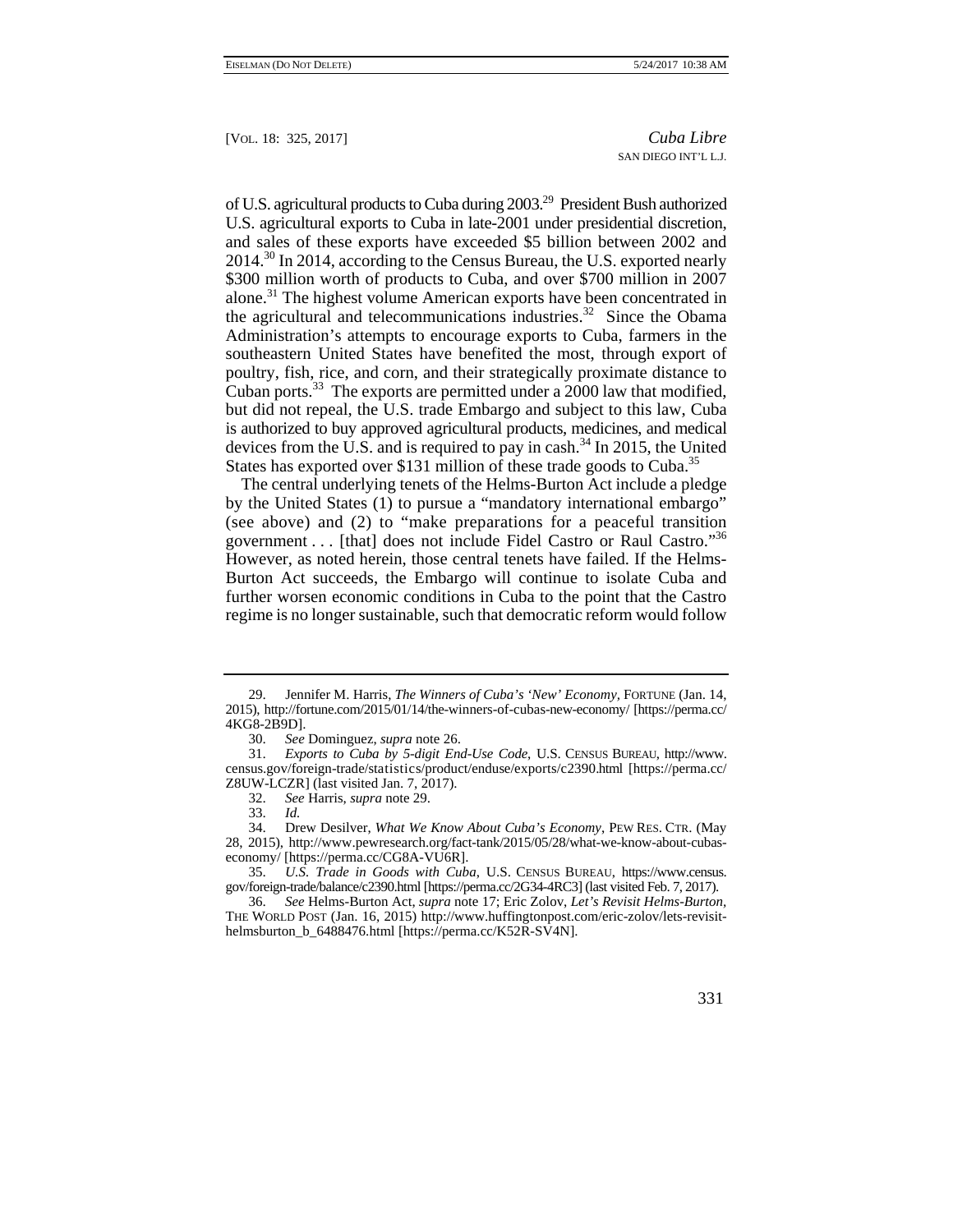of U.S. agricultural products to Cuba during 2003.[29] President Bush authorized U.S. agricultural exports to Cuba in late-2001 under presidential discretion, and sales of these exports have exceeded $5 billion between 2002 and 2014.[30] In 2014, according to the Census Bureau, the U.S. exported nearly $300 million worth of products to Cuba, and over $700 million in 2007 alone.[31] The highest volume American exports have been concentrated in the agricultural and telecommunications industries.[32] Since the Obama Administration's attempts to encourage exports to Cuba, farmers in the southeastern United States have benefited the most, through export of poultry, fish, rice, and corn, and their strategically proximate distance to Cuban ports.[33] The exports are permitted under a 2000 law that modified, but did not repeal, the U.S. trade Embargo and subject to this law, Cuba is authorized to buy approved agricultural products, medicines, and medical devices from the U.S. and is required to pay in cash.[34] In 2015, the United States has exported over $131 million of these trade goods to Cuba.[35]

The central underlying tenets of the Helms-Burton Act include a pledge by the United States (1) to pursue a "mandatory international embargo" (see above) and (2) to "make preparations for a peaceful transition government . . . [that] does not include Fidel Castro or Raul Castro."[36] However, as noted herein, those central tenets have failed. If the Helms-Burton Act succeeds, the Embargo will continue to isolate Cuba and further worsen economic conditions in Cuba to the point that the Castro regime is no longer sustainable, such that democratic reform would follow

---

29. Jennifer M. Harris, *The Winners of Cuba's 'New' Economy*, FORTUNE (Jan. 14, 2015), http://fortune.com/2015/01/14/the-winners-of-cubas-new-economy/ [https://perma.cc/4KG8-2B9D].

30. *See* Dominguez, *supra* note 26.

31. *Exports to Cuba by 5-digit End-Use Code*, U.S. CENSUS BUREAU, http://www.census.gov/foreign-trade/statistics/product/enduse/exports/c2390.html [https://perma.cc/Z8UW-LCZR] (last visited Jan. 7, 2017).

32. *See* Harris, *supra* note 29.

33. *Id.*

34. Drew Desilver, *What We Know About Cuba's Economy*, PEW RES. CTR. (May 28, 2015), http://www.pewresearch.org/fact-tank/2015/05/28/what-we-know-about-cubas-economy/ [https://perma.cc/CG8A-VU6R].

35. *U.S. Trade in Goods with Cuba*, U.S. CENSUS BUREAU, https://www.census.gov/foreign-trade/balance/c2390.html [https://perma.cc/2G34-4RC3] (last visited Feb. 7, 2017).

36. *See* Helms-Burton Act, *supra* note 17; Eric Zolov, *Let's Revisit Helms-Burton*, THE WORLD POST (Jan. 16, 2015) http://www.huffingtonpost.com/eric-zolov/lets-revisit-helmsburton_b_6488476.html [https://perma.cc/K52R-SV4N].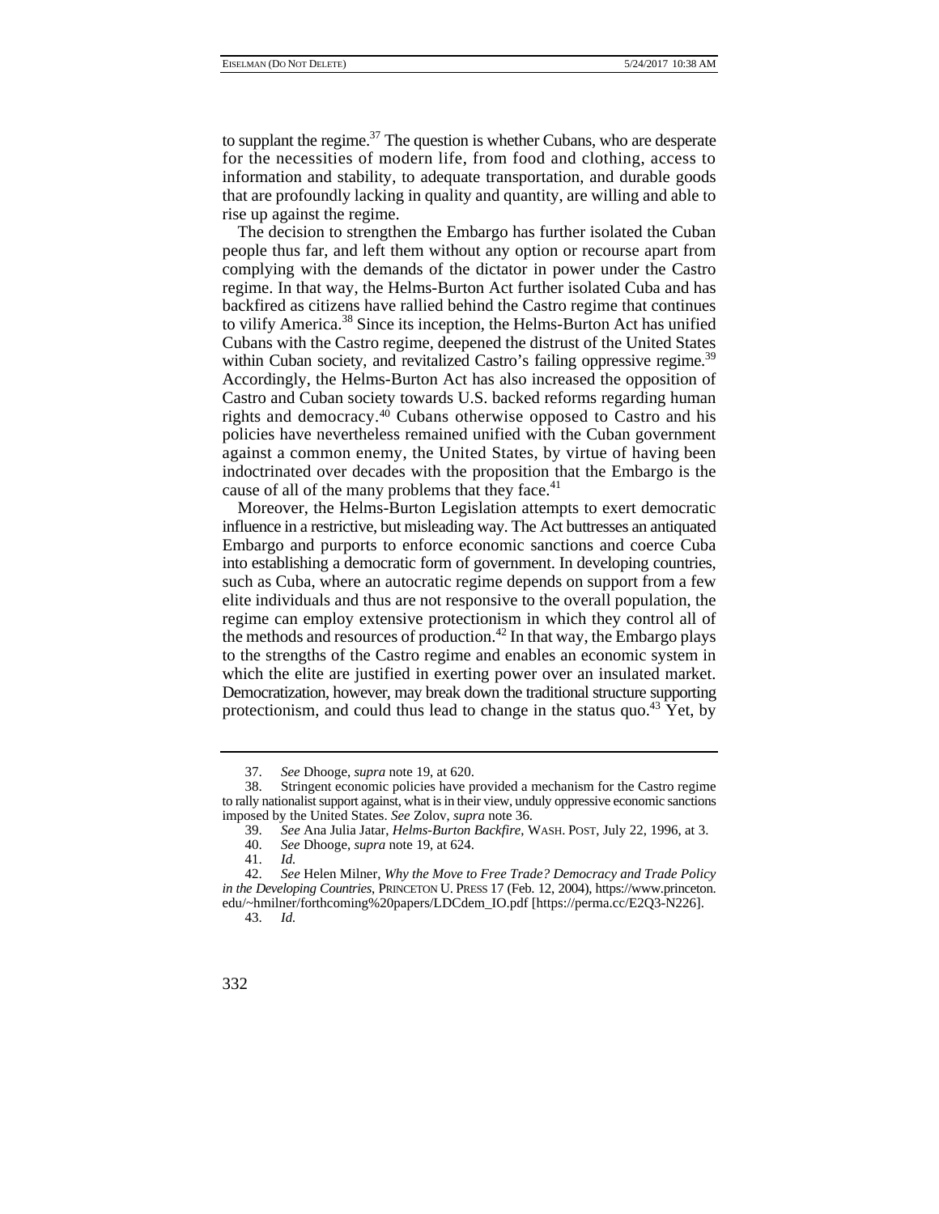to supplant the regime.[37] The question is whether Cubans, who are desperate for the necessities of modern life, from food and clothing, access to information and stability, to adequate transportation, and durable goods that are profoundly lacking in quality and quantity, are willing and able to rise up against the regime.

The decision to strengthen the Embargo has further isolated the Cuban people thus far, and left them without any option or recourse apart from complying with the demands of the dictator in power under the Castro regime. In that way, the Helms-Burton Act further isolated Cuba and has backfired as citizens have rallied behind the Castro regime that continues to vilify America.[38] Since its inception, the Helms-Burton Act has unified Cubans with the Castro regime, deepened the distrust of the United States within Cuban society, and revitalized Castro's failing oppressive regime.[39] Accordingly, the Helms-Burton Act has also increased the opposition of Castro and Cuban society towards U.S. backed reforms regarding human rights and democracy.[40] Cubans otherwise opposed to Castro and his policies have nevertheless remained unified with the Cuban government against a common enemy, the United States, by virtue of having been indoctrinated over decades with the proposition that the Embargo is the cause of all of the many problems that they face.[41]

Moreover, the Helms-Burton Legislation attempts to exert democratic influence in a restrictive, but misleading way. The Act buttresses an antiquated Embargo and purports to enforce economic sanctions and coerce Cuba into establishing a democratic form of government. In developing countries, such as Cuba, where an autocratic regime depends on support from a few elite individuals and thus are not responsive to the overall population, the regime can employ extensive protectionism in which they control all of the methods and resources of production.[42] In that way, the Embargo plays to the strengths of the Castro regime and enables an economic system in which the elite are justified in exerting power over an insulated market. Democratization, however, may break down the traditional structure supporting protectionism, and could thus lead to change in the status quo.[43] Yet, by

---

37. *See* Dhooge, *supra* note 19, at 620.

38. Stringent economic policies have provided a mechanism for the Castro regime to rally nationalist support against, what is in their view, unduly oppressive economic sanctions imposed by the United States. *See* Zolov, *supra* note 36.

39. *See* Ana Julia Jatar, *Helms-Burton Backfire*, WASH. POST, July 22, 1996, at 3.

40. *See* Dhooge, *supra* note 19, at 624.

41. *Id.*

42. *See* Helen Milner, *Why the Move to Free Trade? Democracy and Trade Policy in the Developing Countries*, PRINCETON U. PRESS 17 (Feb. 12, 2004), https://www.princeton.edu/~hmilner/forthcoming%20papers/LDCdem_IO.pdf [https://perma.cc/E2Q3-N226].

43. *Id.*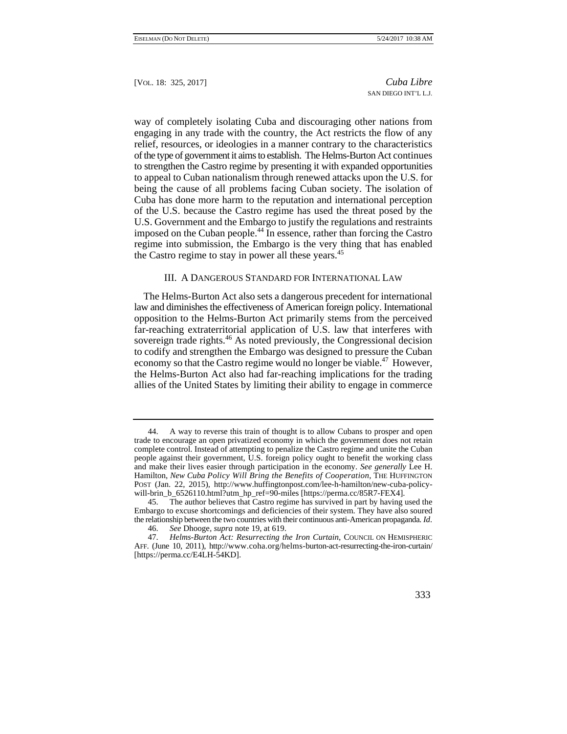way of completely isolating Cuba and discouraging other nations from engaging in any trade with the country, the Act restricts the flow of any relief, resources, or ideologies in a manner contrary to the characteristics of the type of government it aims to establish. The Helms-Burton Act continues to strengthen the Castro regime by presenting it with expanded opportunities to appeal to Cuban nationalism through renewed attacks upon the U.S. for being the cause of all problems facing Cuban society. The isolation of Cuba has done more harm to the reputation and international perception of the U.S. because the Castro regime has used the threat posed by the U.S. Government and the Embargo to justify the regulations and restraints imposed on the Cuban people.[44] In essence, rather than forcing the Castro regime into submission, the Embargo is the very thing that has enabled the Castro regime to stay in power all these years.[45]

## III. A Dangerous Standard for International Law

The Helms-Burton Act also sets a dangerous precedent for international law and diminishes the effectiveness of American foreign policy. International opposition to the Helms-Burton Act primarily stems from the perceived far-reaching extraterritorial application of U.S. law that interferes with sovereign trade rights.[46] As noted previously, the Congressional decision to codify and strengthen the Embargo was designed to pressure the Cuban economy so that the Castro regime would no longer be viable.[47] However, the Helms-Burton Act also had far-reaching implications for the trading allies of the United States by limiting their ability to engage in commerce

---

44. A way to reverse this train of thought is to allow Cubans to prosper and open trade to encourage an open privatized economy in which the government does not retain complete control. Instead of attempting to penalize the Castro regime and unite the Cuban people against their government, U.S. foreign policy ought to benefit the working class and make their lives easier through participation in the economy. *See generally* Lee H. Hamilton, *New Cuba Policy Will Bring the Benefits of Cooperation*, THE HUFFINGTON POST (Jan. 22, 2015), http://www.huffingtonpost.com/lee-h-hamilton/new-cuba-policy-will-brin_b_6526110.html?utm_hp_ref=90-miles [https://perma.cc/85R7-FEX4].

45. The author believes that Castro regime has survived in part by having used the Embargo to excuse shortcomings and deficiencies of their system. They have also soured the relationship between the two countries with their continuous anti-American propaganda. *Id*.

46. *See* Dhooge, *supra* note 19, at 619.

47. *Helms-Burton Act: Resurrecting the Iron Curtain*, COUNCIL ON HEMISPHERIC AFF. (June 10, 2011), http://www.coha.org/helms-burton-act-resurrecting-the-iron-curtain/ [https://perma.cc/E4LH-54KD].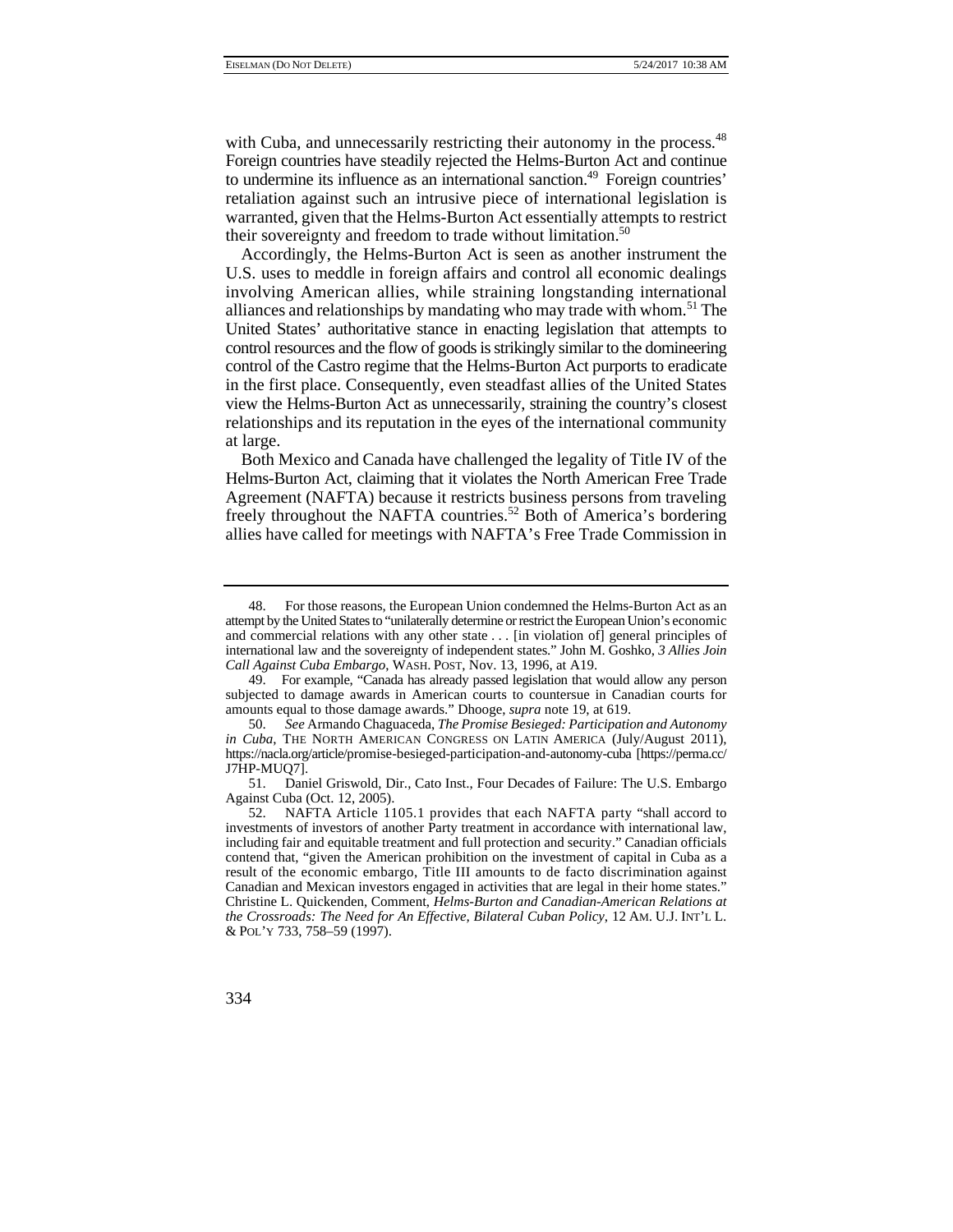with Cuba, and unnecessarily restricting their autonomy in the process.[48] Foreign countries have steadily rejected the Helms-Burton Act and continue to undermine its influence as an international sanction.[49] Foreign countries' retaliation against such an intrusive piece of international legislation is warranted, given that the Helms-Burton Act essentially attempts to restrict their sovereignty and freedom to trade without limitation.[50]

Accordingly, the Helms-Burton Act is seen as another instrument the U.S. uses to meddle in foreign affairs and control all economic dealings involving American allies, while straining longstanding international alliances and relationships by mandating who may trade with whom.[51] The United States' authoritative stance in enacting legislation that attempts to control resources and the flow of goods is strikingly similar to the domineering control of the Castro regime that the Helms-Burton Act purports to eradicate in the first place. Consequently, even steadfast allies of the United States view the Helms-Burton Act as unnecessarily, straining the country's closest relationships and its reputation in the eyes of the international community at large.

Both Mexico and Canada have challenged the legality of Title IV of the Helms-Burton Act, claiming that it violates the North American Free Trade Agreement (NAFTA) because it restricts business persons from traveling freely throughout the NAFTA countries.[52] Both of America's bordering allies have called for meetings with NAFTA's Free Trade Commission in

---

48. For those reasons, the European Union condemned the Helms-Burton Act as an attempt by the United States to "unilaterally determine or restrict the European Union's economic and commercial relations with any other state . . . [in violation of] general principles of international law and the sovereignty of independent states." John M. Goshko, *3 Allies Join Call Against Cuba Embargo*, WASH. POST, Nov. 13, 1996, at A19.

49. For example, "Canada has already passed legislation that would allow any person subjected to damage awards in American courts to countersue in Canadian courts for amounts equal to those damage awards." Dhooge, *supra* note 19, at 619.

50. *See* Armando Chaguaceda, *The Promise Besieged: Participation and Autonomy in Cuba*, THE NORTH AMERICAN CONGRESS ON LATIN AMERICA (July/August 2011), https://nacla.org/article/promise-besieged-participation-and-autonomy-cuba [https://perma.cc/J7HP-MUQ7].

51. Daniel Griswold, Dir., Cato Inst., Four Decades of Failure: The U.S. Embargo Against Cuba (Oct. 12, 2005).

52. NAFTA Article 1105.1 provides that each NAFTA party "shall accord to investments of investors of another Party treatment in accordance with international law, including fair and equitable treatment and full protection and security." Canadian officials contend that, "given the American prohibition on the investment of capital in Cuba as a result of the economic embargo, Title III amounts to de facto discrimination against Canadian and Mexican investors engaged in activities that are legal in their home states." Christine L. Quickenden, Comment, *Helms-Burton and Canadian-American Relations at the Crossroads: The Need for An Effective, Bilateral Cuban Policy*, 12 AM. U.J. INT'L L. & POL'Y 733, 758–59 (1997).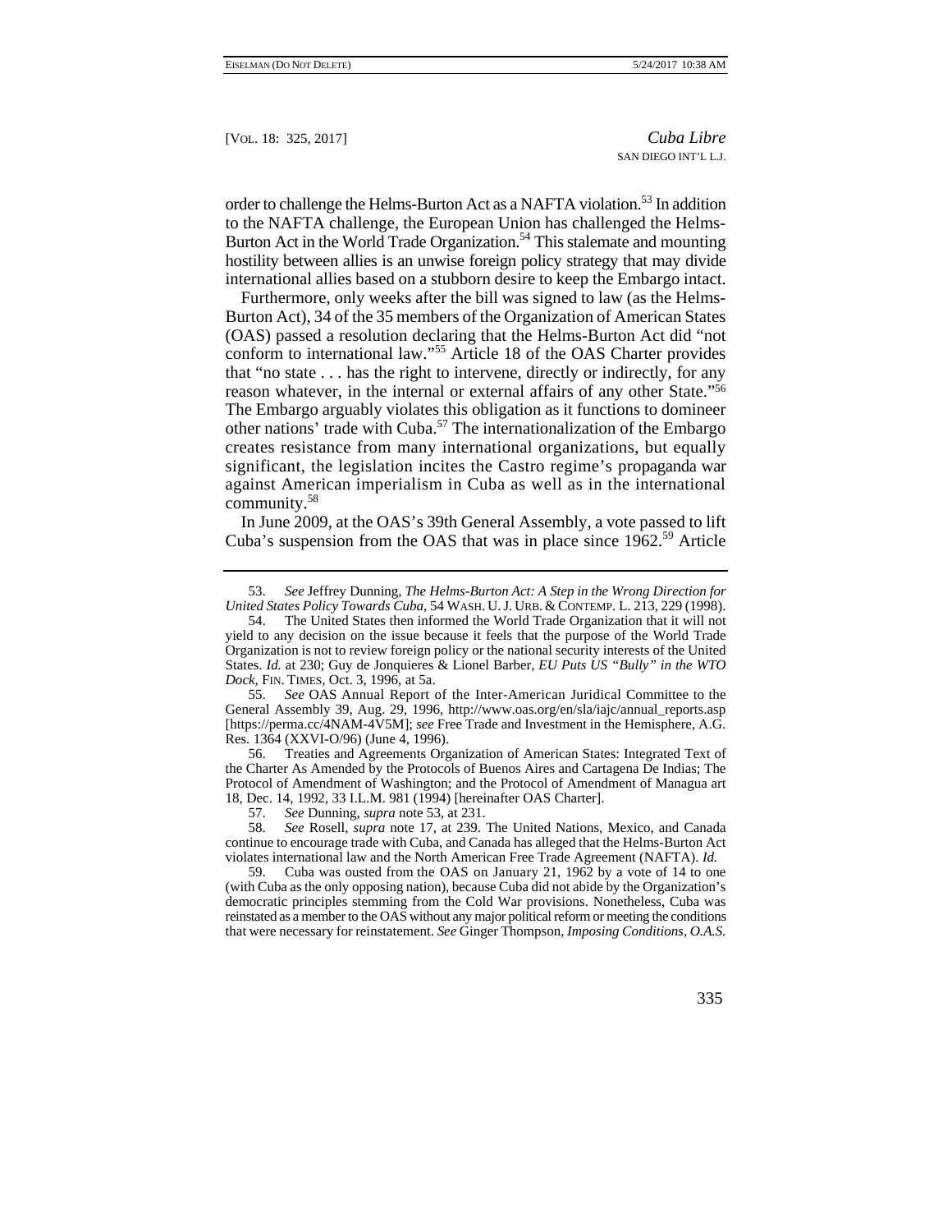order to challenge the Helms-Burton Act as a NAFTA violation.[53] In addition to the NAFTA challenge, the European Union has challenged the Helms-Burton Act in the World Trade Organization.[54] This stalemate and mounting hostility between allies is an unwise foreign policy strategy that may divide international allies based on a stubborn desire to keep the Embargo intact.

Furthermore, only weeks after the bill was signed to law (as the Helms-Burton Act), 34 of the 35 members of the Organization of American States (OAS) passed a resolution declaring that the Helms-Burton Act did "not conform to international law."[55] Article 18 of the OAS Charter provides that "no state . . . has the right to intervene, directly or indirectly, for any reason whatever, in the internal or external affairs of any other State."[56] The Embargo arguably violates this obligation as it functions to domineer other nations' trade with Cuba.[57] The internationalization of the Embargo creates resistance from many international organizations, but equally significant, the legislation incites the Castro regime's propaganda war against American imperialism in Cuba as well as in the international community.[58]

In June 2009, at the OAS's 39th General Assembly, a vote passed to lift Cuba's suspension from the OAS that was in place since 1962.[59] Article

---

53. *See* Jeffrey Dunning, *The Helms-Burton Act: A Step in the Wrong Direction for United States Policy Towards Cuba*, 54 WASH. U. J. URB. & CONTEMP. L. 213, 229 (1998).

54. The United States then informed the World Trade Organization that it will not yield to any decision on the issue because it feels that the purpose of the World Trade Organization is not to review foreign policy or the national security interests of the United States. *Id.* at 230; Guy de Jonquieres & Lionel Barber, *EU Puts US "Bully" in the WTO Dock*, FIN. TIMES, Oct. 3, 1996, at 5a.

55. *See* OAS Annual Report of the Inter-American Juridical Committee to the General Assembly 39, Aug. 29, 1996, http://www.oas.org/en/sla/iajc/annual_reports.asp [https://perma.cc/4NAM-4V5M]; *see* Free Trade and Investment in the Hemisphere, A.G. Res. 1364 (XXVI-O/96) (June 4, 1996).

56. Treaties and Agreements Organization of American States: Integrated Text of the Charter As Amended by the Protocols of Buenos Aires and Cartagena De Indias; The Protocol of Amendment of Washington; and the Protocol of Amendment of Managua art 18, Dec. 14, 1992, 33 I.L.M. 981 (1994) [hereinafter OAS Charter].

57. *See* Dunning, *supra* note 53, at 231.

58. *See* Rosell, *supra* note 17, at 239. The United Nations, Mexico, and Canada continue to encourage trade with Cuba, and Canada has alleged that the Helms-Burton Act violates international law and the North American Free Trade Agreement (NAFTA). *Id.*

59. Cuba was ousted from the OAS on January 21, 1962 by a vote of 14 to one (with Cuba as the only opposing nation), because Cuba did not abide by the Organization's democratic principles stemming from the Cold War provisions. Nonetheless, Cuba was reinstated as a member to the OAS without any major political reform or meeting the conditions that were necessary for reinstatement. *See* Ginger Thompson, *Imposing Conditions, O.A.S.*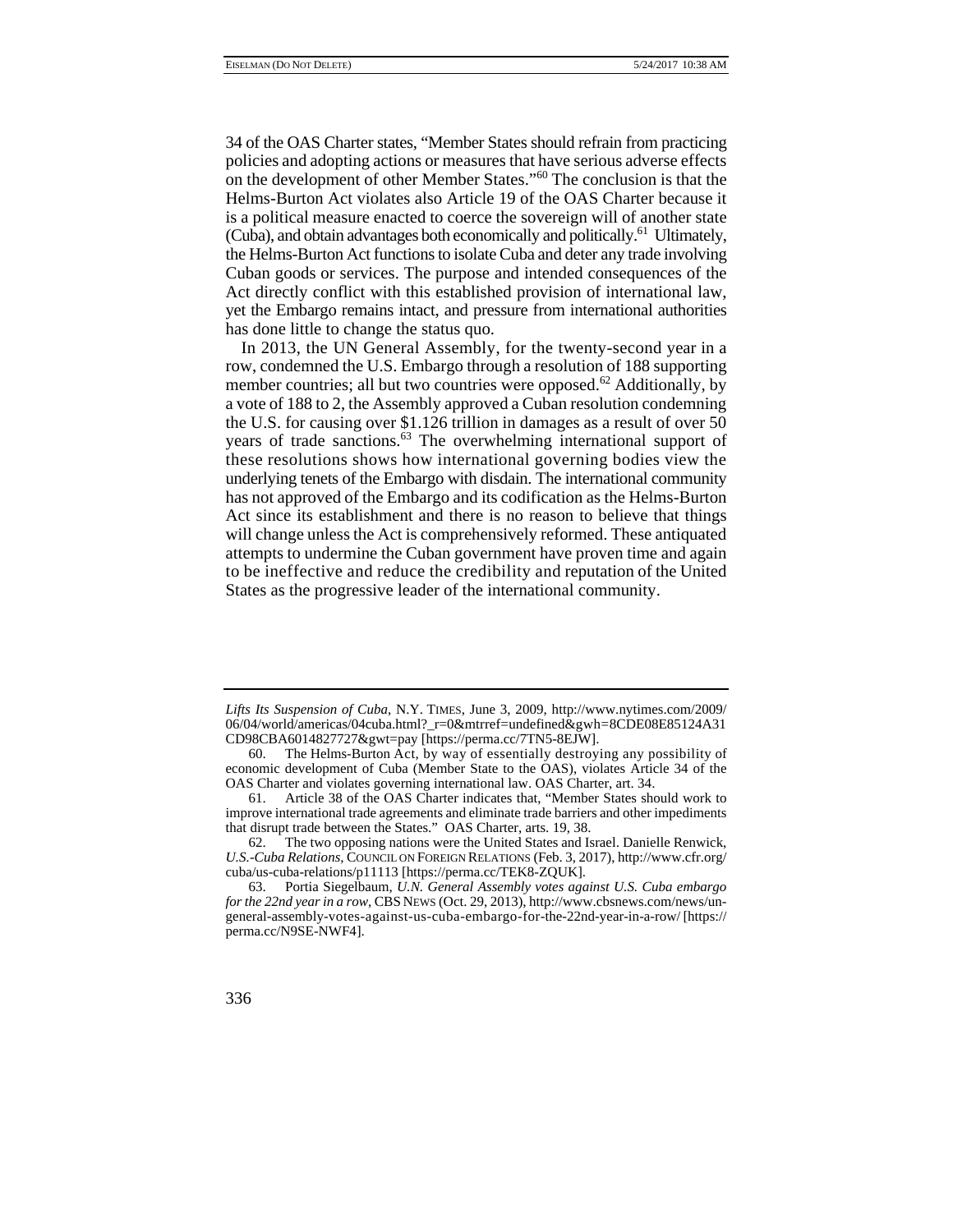34 of the OAS Charter states, "Member States should refrain from practicing policies and adopting actions or measures that have serious adverse effects on the development of other Member States."[60] The conclusion is that the Helms-Burton Act violates also Article 19 of the OAS Charter because it is a political measure enacted to coerce the sovereign will of another state (Cuba), and obtain advantages both economically and politically.[61] Ultimately, the Helms-Burton Act functions to isolate Cuba and deter any trade involving Cuban goods or services. The purpose and intended consequences of the Act directly conflict with this established provision of international law, yet the Embargo remains intact, and pressure from international authorities has done little to change the status quo.

In 2013, the UN General Assembly, for the twenty-second year in a row, condemned the U.S. Embargo through a resolution of 188 supporting member countries; all but two countries were opposed.[62] Additionally, by a vote of 188 to 2, the Assembly approved a Cuban resolution condemning the U.S. for causing over $1.126 trillion in damages as a result of over 50 years of trade sanctions.[63] The overwhelming international support of these resolutions shows how international governing bodies view the underlying tenets of the Embargo with disdain. The international community has not approved of the Embargo and its codification as the Helms-Burton Act since its establishment and there is no reason to believe that things will change unless the Act is comprehensively reformed. These antiquated attempts to undermine the Cuban government have proven time and again to be ineffective and reduce the credibility and reputation of the United States as the progressive leader of the international community.

---

*Lifts Its Suspension of Cuba*, N.Y. TIMES, June 3, 2009, http://www.nytimes.com/2009/06/04/world/americas/04cuba.html?_r=0&mtrref=undefined&gwh=8CDE08E85124A31CD98CBA6014827727&gwt=pay [https://perma.cc/7TN5-8EJW].

60. The Helms-Burton Act, by way of essentially destroying any possibility of economic development of Cuba (Member State to the OAS), violates Article 34 of the OAS Charter and violates governing international law. OAS Charter, art. 34.

61. Article 38 of the OAS Charter indicates that, "Member States should work to improve international trade agreements and eliminate trade barriers and other impediments that disrupt trade between the States." OAS Charter, arts. 19, 38.

62. The two opposing nations were the United States and Israel. Danielle Renwick, *U.S.-Cuba Relations*, COUNCIL ON FOREIGN RELATIONS (Feb. 3, 2017), http://www.cfr.org/cuba/us-cuba-relations/p11113 [https://perma.cc/TEK8-ZQUK].

63. Portia Siegelbaum, *U.N. General Assembly votes against U.S. Cuba embargo for the 22nd year in a row*, CBS NEWS (Oct. 29, 2013), http://www.cbsnews.com/news/un-general-assembly-votes-against-us-cuba-embargo-for-the-22nd-year-in-a-row/ [https://perma.cc/N9SE-NWF4].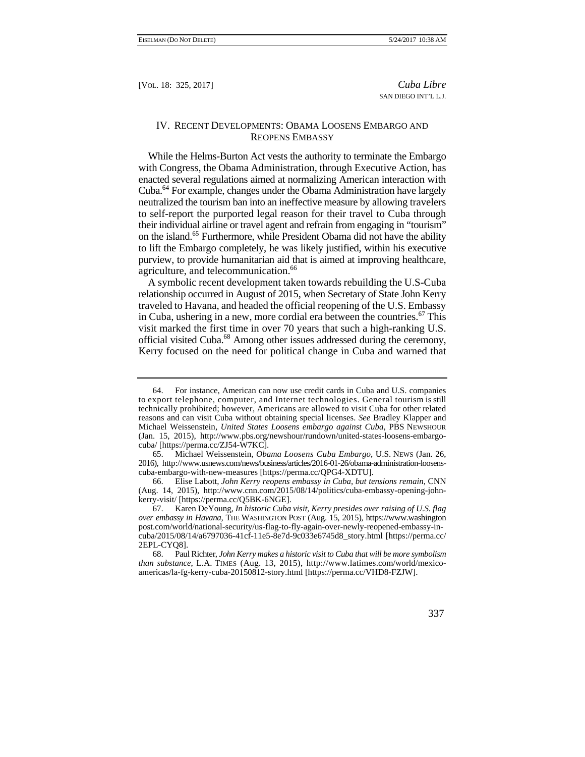## IV. Recent Developments: Obama Loosens Embargo and Reopens Embassy

While the Helms-Burton Act vests the authority to terminate the Embargo with Congress, the Obama Administration, through Executive Action, has enacted several regulations aimed at normalizing American interaction with Cuba.[64] For example, changes under the Obama Administration have largely neutralized the tourism ban into an ineffective measure by allowing travelers to self-report the purported legal reason for their travel to Cuba through their individual airline or travel agent and refrain from engaging in "tourism" on the island.[65] Furthermore, while President Obama did not have the ability to lift the Embargo completely, he was likely justified, within his executive purview, to provide humanitarian aid that is aimed at improving healthcare, agriculture, and telecommunication.[66]

A symbolic recent development taken towards rebuilding the U.S-Cuba relationship occurred in August of 2015, when Secretary of State John Kerry traveled to Havana, and headed the official reopening of the U.S. Embassy in Cuba, ushering in a new, more cordial era between the countries.[67] This visit marked the first time in over 70 years that such a high-ranking U.S. official visited Cuba.[68] Among other issues addressed during the ceremony, Kerry focused on the need for political change in Cuba and warned that

---

64. For instance, American can now use credit cards in Cuba and U.S. companies to export telephone, computer, and Internet technologies. General tourism is still technically prohibited; however, Americans are allowed to visit Cuba for other related reasons and can visit Cuba without obtaining special licenses. *See* Bradley Klapper and Michael Weissenstein, *United States Loosens embargo against Cuba*, PBS NEWSHOUR (Jan. 15, 2015), http://www.pbs.org/newshour/rundown/united-states-loosens-embargo-cuba/ [https://perma.cc/ZJ54-W7KC].

65. Michael Weissenstein, *Obama Loosens Cuba Embargo*, U.S. NEWS (Jan. 26, 2016), http://www.usnews.com/news/business/articles/2016-01-26/obama-administration-loosens-cuba-embargo-with-new-measures [https://perma.cc/QPG4-XDTU].

66. Elise Labott, *John Kerry reopens embassy in Cuba, but tensions remain*, CNN (Aug. 14, 2015), http://www.cnn.com/2015/08/14/politics/cuba-embassy-opening-john-kerry-visit/ [https://perma.cc/Q5BK-6NGE].

67. Karen DeYoung, *In historic Cuba visit, Kerry presides over raising of U.S. flag over embassy in Havana*, THE WASHINGTON POST (Aug. 15, 2015), https://www.washingtonpost.com/world/national-security/us-flag-to-fly-again-over-newly-reopened-embassy-in-cuba/2015/08/14/a6797036-41cf-11e5-8e7d-9c033e6745d8_story.html [https://perma.cc/2EPL-CYQ8].

68. Paul Richter, *John Kerry makes a historic visit to Cuba that will be more symbolism than substance*, L.A. TIMES (Aug. 13, 2015), http://www.latimes.com/world/mexico-americas/la-fg-kerry-cuba-20150812-story.html [https://perma.cc/VHD8-FZJW].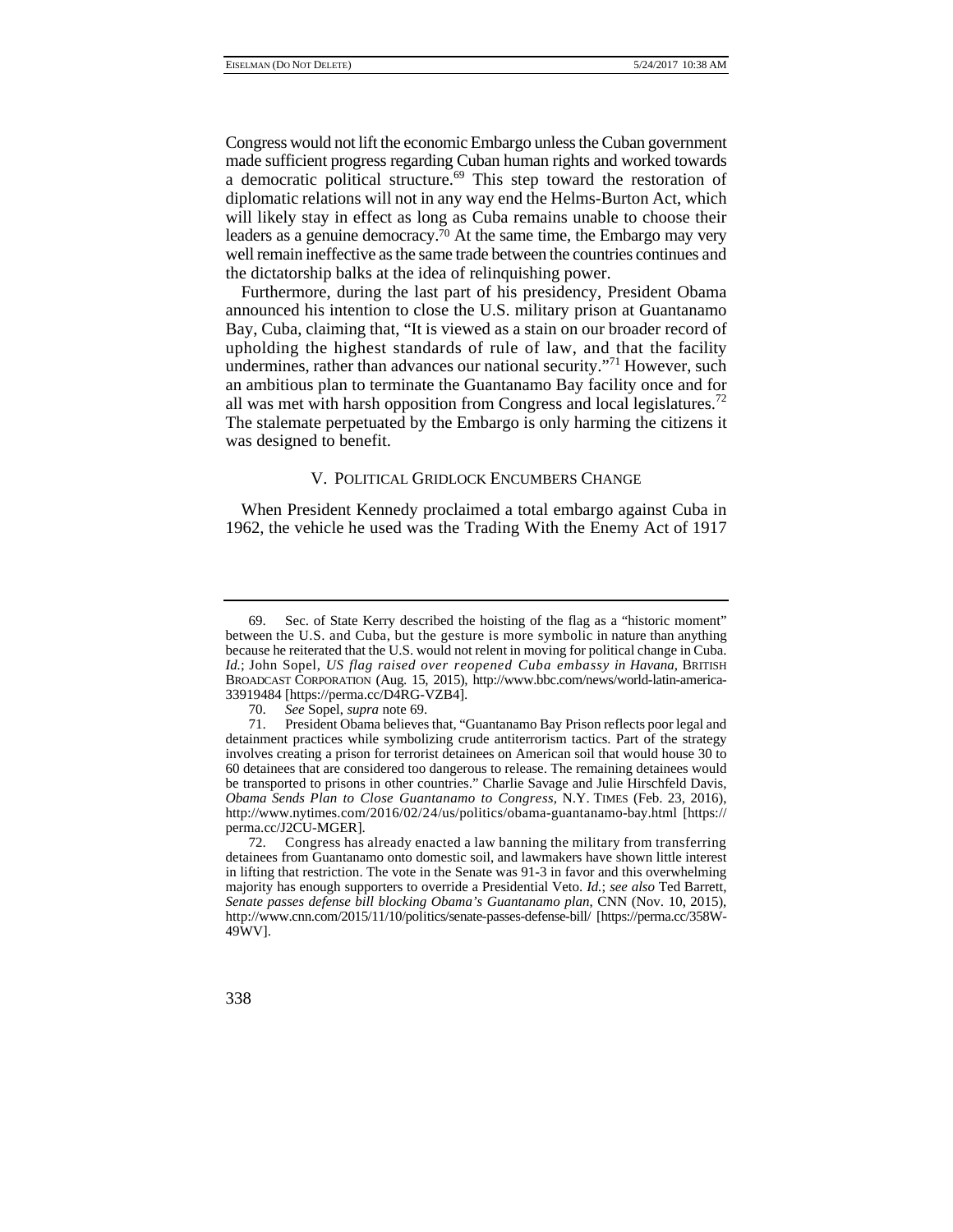Congress would not lift the economic Embargo unless the Cuban government made sufficient progress regarding Cuban human rights and worked towards a democratic political structure.[69] This step toward the restoration of diplomatic relations will not in any way end the Helms-Burton Act, which will likely stay in effect as long as Cuba remains unable to choose their leaders as a genuine democracy.[70] At the same time, the Embargo may very well remain ineffective as the same trade between the countries continues and the dictatorship balks at the idea of relinquishing power.

Furthermore, during the last part of his presidency, President Obama announced his intention to close the U.S. military prison at Guantanamo Bay, Cuba, claiming that, "It is viewed as a stain on our broader record of upholding the highest standards of rule of law, and that the facility undermines, rather than advances our national security."[71] However, such an ambitious plan to terminate the Guantanamo Bay facility once and for all was met with harsh opposition from Congress and local legislatures.[72] The stalemate perpetuated by the Embargo is only harming the citizens it was designed to benefit.

## V. Political Gridlock Encumbers Change

When President Kennedy proclaimed a total embargo against Cuba in 1962, the vehicle he used was the Trading With the Enemy Act of 1917

---

69. Sec. of State Kerry described the hoisting of the flag as a "historic moment" between the U.S. and Cuba, but the gesture is more symbolic in nature than anything because he reiterated that the U.S. would not relent in moving for political change in Cuba. *Id.*; John Sopel, *US flag raised over reopened Cuba embassy in Havana*, BRITISH BROADCAST CORPORATION (Aug. 15, 2015), http://www.bbc.com/news/world-latin-america-33919484 [https://perma.cc/D4RG-VZB4].

70. *See* Sopel, *supra* note 69.

71. President Obama believes that, "Guantanamo Bay Prison reflects poor legal and detainment practices while symbolizing crude antiterrorism tactics. Part of the strategy involves creating a prison for terrorist detainees on American soil that would house 30 to 60 detainees that are considered too dangerous to release. The remaining detainees would be transported to prisons in other countries." Charlie Savage and Julie Hirschfeld Davis, *Obama Sends Plan to Close Guantanamo to Congress*, N.Y. TIMES (Feb. 23, 2016), http://www.nytimes.com/2016/02/24/us/politics/obama-guantanamo-bay.html [https://perma.cc/J2CU-MGER].

72. Congress has already enacted a law banning the military from transferring detainees from Guantanamo onto domestic soil, and lawmakers have shown little interest in lifting that restriction. The vote in the Senate was 91-3 in favor and this overwhelming majority has enough supporters to override a Presidential Veto. *Id.*; *see also* Ted Barrett, *Senate passes defense bill blocking Obama's Guantanamo plan*, CNN (Nov. 10, 2015), http://www.cnn.com/2015/11/10/politics/senate-passes-defense-bill/ [https://perma.cc/358W-49WV].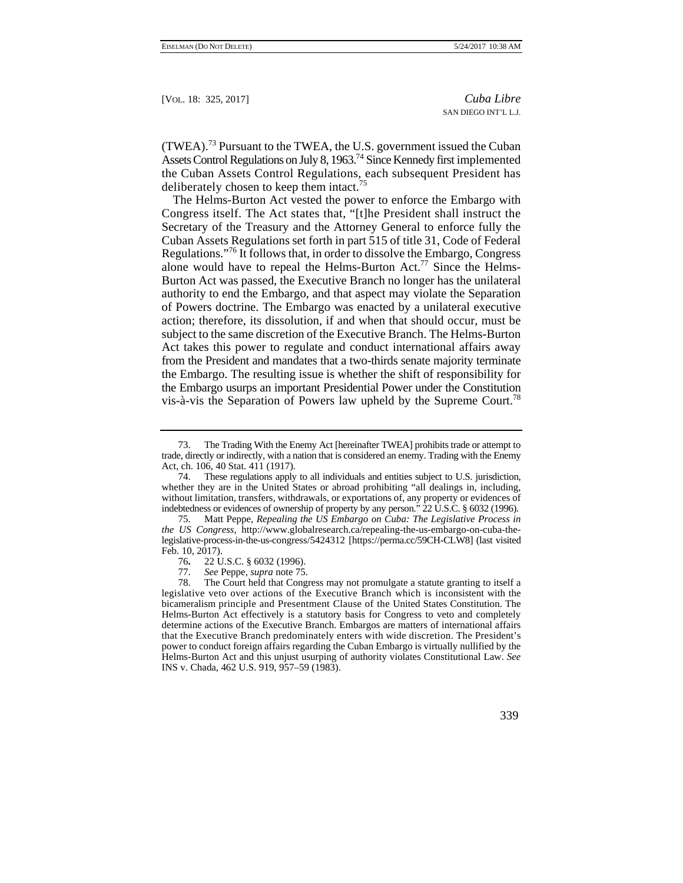(TWEA).[73] Pursuant to the TWEA, the U.S. government issued the Cuban Assets Control Regulations on July 8, 1963.[74] Since Kennedy first implemented the Cuban Assets Control Regulations, each subsequent President has deliberately chosen to keep them intact.[75]

The Helms-Burton Act vested the power to enforce the Embargo with Congress itself. The Act states that, "[t]he President shall instruct the Secretary of the Treasury and the Attorney General to enforce fully the Cuban Assets Regulations set forth in part 515 of title 31, Code of Federal Regulations."[76] It follows that, in order to dissolve the Embargo, Congress alone would have to repeal the Helms-Burton Act.[77] Since the Helms-Burton Act was passed, the Executive Branch no longer has the unilateral authority to end the Embargo, and that aspect may violate the Separation of Powers doctrine. The Embargo was enacted by a unilateral executive action; therefore, its dissolution, if and when that should occur, must be subject to the same discretion of the Executive Branch. The Helms-Burton Act takes this power to regulate and conduct international affairs away from the President and mandates that a two-thirds senate majority terminate the Embargo. The resulting issue is whether the shift of responsibility for the Embargo usurps an important Presidential Power under the Constitution vis-à-vis the Separation of Powers law upheld by the Supreme Court.[78]

---

73. The Trading With the Enemy Act [hereinafter TWEA] prohibits trade or attempt to trade, directly or indirectly, with a nation that is considered an enemy. Trading with the Enemy Act, ch. 106, 40 Stat. 411 (1917).

74. These regulations apply to all individuals and entities subject to U.S. jurisdiction, whether they are in the United States or abroad prohibiting "all dealings in, including, without limitation, transfers, withdrawals, or exportations of, any property or evidences of indebtedness or evidences of ownership of property by any person." 22 U.S.C. § 6032 (1996).

75. Matt Peppe, *Repealing the US Embargo on Cuba: The Legislative Process in the US Congress*, http://www.globalresearch.ca/repealing-the-us-embargo-on-cuba-the-legislative-process-in-the-us-congress/5424312 [https://perma.cc/59CH-CLW8] (last visited Feb. 10, 2017).

76**.** 22 U.S.C. § 6032 (1996).

77. *See* Peppe, *supra* note 75.

78. The Court held that Congress may not promulgate a statute granting to itself a legislative veto over actions of the Executive Branch which is inconsistent with the bicameralism principle and Presentment Clause of the United States Constitution. The Helms-Burton Act effectively is a statutory basis for Congress to veto and completely determine actions of the Executive Branch. Embargos are matters of international affairs that the Executive Branch predominately enters with wide discretion. The President's power to conduct foreign affairs regarding the Cuban Embargo is virtually nullified by the Helms-Burton Act and this unjust usurping of authority violates Constitutional Law. *See* INS v. Chada, 462 U.S. 919, 957–59 (1983).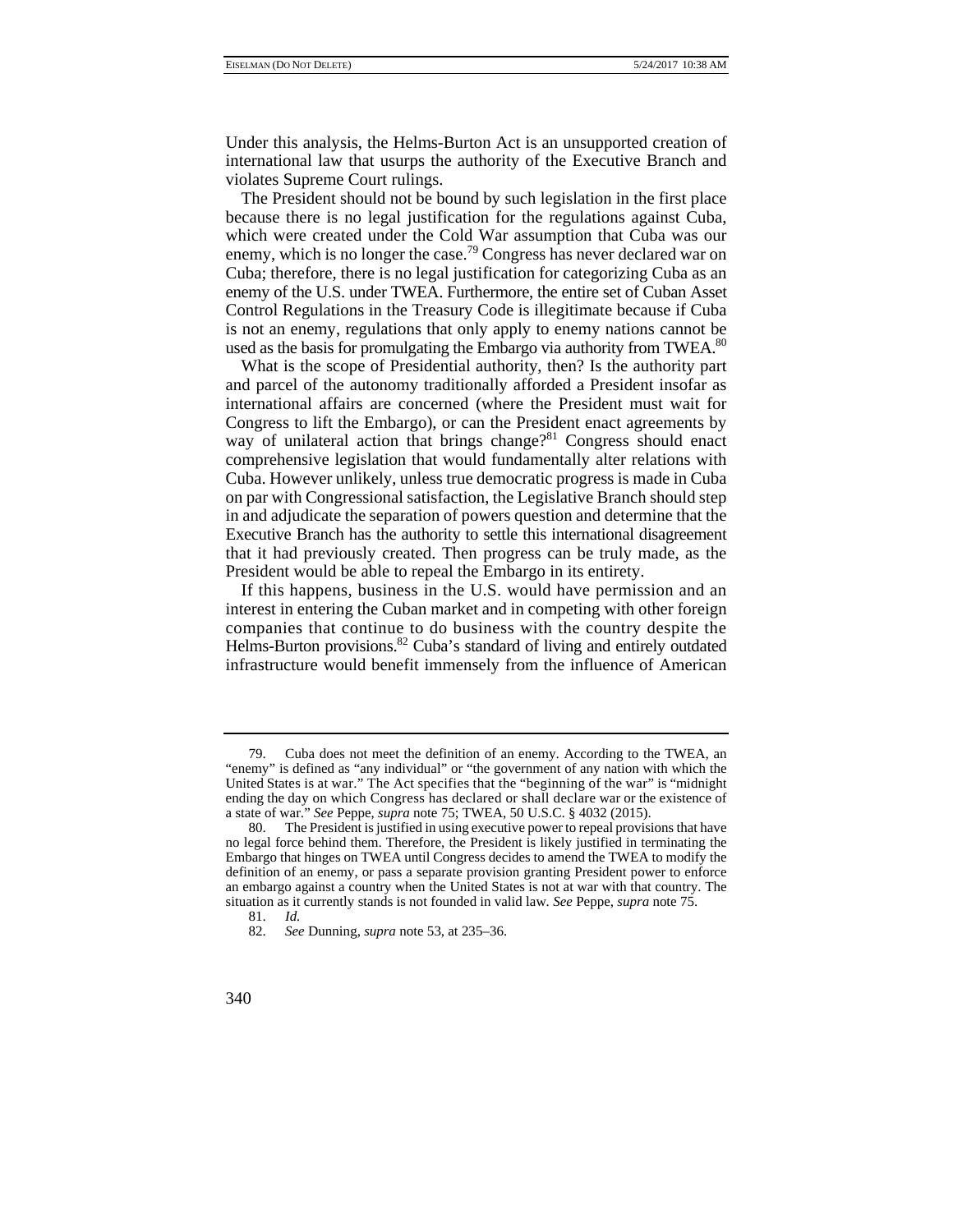Under this analysis, the Helms-Burton Act is an unsupported creation of international law that usurps the authority of the Executive Branch and violates Supreme Court rulings.

The President should not be bound by such legislation in the first place because there is no legal justification for the regulations against Cuba, which were created under the Cold War assumption that Cuba was our enemy, which is no longer the case.[79] Congress has never declared war on Cuba; therefore, there is no legal justification for categorizing Cuba as an enemy of the U.S. under TWEA. Furthermore, the entire set of Cuban Asset Control Regulations in the Treasury Code is illegitimate because if Cuba is not an enemy, regulations that only apply to enemy nations cannot be used as the basis for promulgating the Embargo via authority from TWEA.[80]

What is the scope of Presidential authority, then? Is the authority part and parcel of the autonomy traditionally afforded a President insofar as international affairs are concerned (where the President must wait for Congress to lift the Embargo), or can the President enact agreements by way of unilateral action that brings change?[81] Congress should enact comprehensive legislation that would fundamentally alter relations with Cuba. However unlikely, unless true democratic progress is made in Cuba on par with Congressional satisfaction, the Legislative Branch should step in and adjudicate the separation of powers question and determine that the Executive Branch has the authority to settle this international disagreement that it had previously created. Then progress can be truly made, as the President would be able to repeal the Embargo in its entirety.

If this happens, business in the U.S. would have permission and an interest in entering the Cuban market and in competing with other foreign companies that continue to do business with the country despite the Helms-Burton provisions.[82] Cuba's standard of living and entirely outdated infrastructure would benefit immensely from the influence of American

---

79. Cuba does not meet the definition of an enemy. According to the TWEA, an "enemy" is defined as "any individual" or "the government of any nation with which the United States is at war." The Act specifies that the "beginning of the war" is "midnight ending the day on which Congress has declared or shall declare war or the existence of a state of war." *See* Peppe, *supra* note 75; TWEA, 50 U.S.C. § 4032 (2015).

80. The President is justified in using executive power to repeal provisions that have no legal force behind them. Therefore, the President is likely justified in terminating the Embargo that hinges on TWEA until Congress decides to amend the TWEA to modify the definition of an enemy, or pass a separate provision granting President power to enforce an embargo against a country when the United States is not at war with that country. The situation as it currently stands is not founded in valid law. *See* Peppe, *supra* note 75.

81. *Id.*

82. *See* Dunning, *supra* note 53, at 235–36.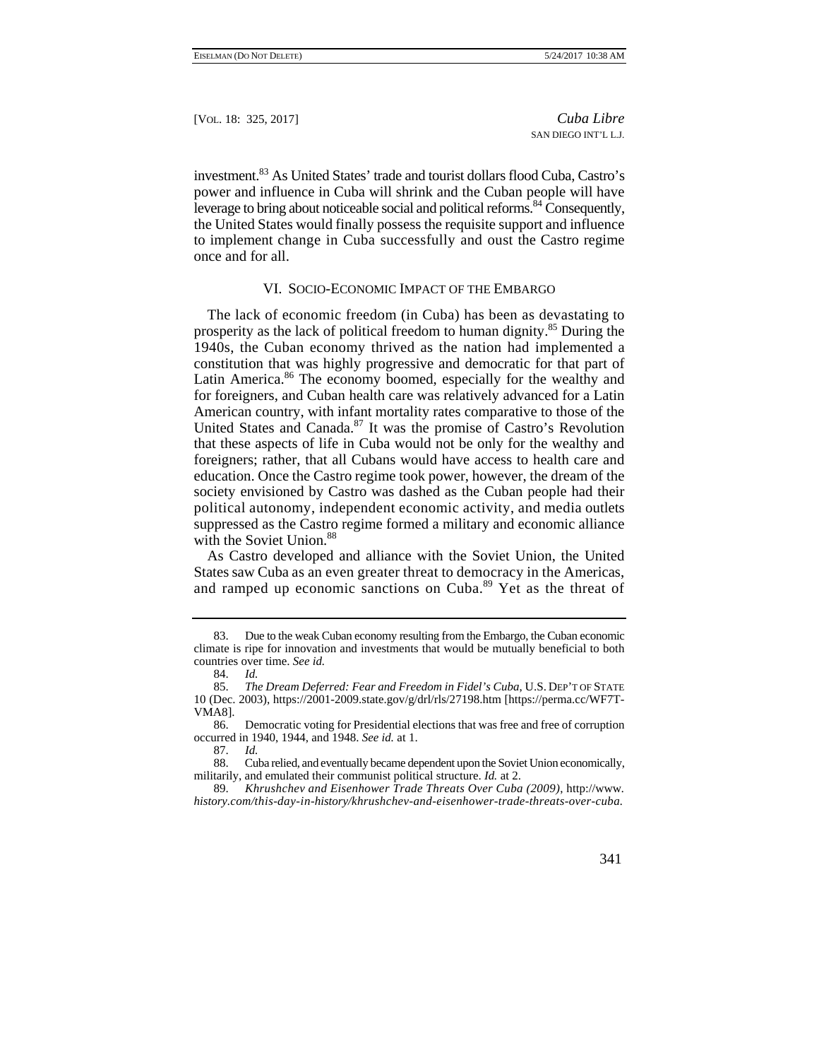investment.[83] As United States' trade and tourist dollars flood Cuba, Castro's power and influence in Cuba will shrink and the Cuban people will have leverage to bring about noticeable social and political reforms.[84] Consequently, the United States would finally possess the requisite support and influence to implement change in Cuba successfully and oust the Castro regime once and for all.

## VI. Socio-Economic Impact of the Embargo

The lack of economic freedom (in Cuba) has been as devastating to prosperity as the lack of political freedom to human dignity.[85] During the 1940s, the Cuban economy thrived as the nation had implemented a constitution that was highly progressive and democratic for that part of Latin America.[86] The economy boomed, especially for the wealthy and for foreigners, and Cuban health care was relatively advanced for a Latin American country, with infant mortality rates comparative to those of the United States and Canada.[87] It was the promise of Castro's Revolution that these aspects of life in Cuba would not be only for the wealthy and foreigners; rather, that all Cubans would have access to health care and education. Once the Castro regime took power, however, the dream of the society envisioned by Castro was dashed as the Cuban people had their political autonomy, independent economic activity, and media outlets suppressed as the Castro regime formed a military and economic alliance with the Soviet Union.[88]

As Castro developed and alliance with the Soviet Union, the United States saw Cuba as an even greater threat to democracy in the Americas, and ramped up economic sanctions on Cuba.[89] Yet as the threat of

---

83. Due to the weak Cuban economy resulting from the Embargo, the Cuban economic climate is ripe for innovation and investments that would be mutually beneficial to both countries over time. *See id.*

84. *Id.*

85. *The Dream Deferred: Fear and Freedom in Fidel's Cuba*, U.S. Dep't of State 10 (Dec. 2003), https://2001-2009.state.gov/g/drl/rls/27198.htm [https://perma.cc/WF7T-VMA8].

86. Democratic voting for Presidential elections that was free and free of corruption occurred in 1940, 1944, and 1948. *See id.* at 1.

87. *Id.*

88. Cuba relied, and eventually became dependent upon the Soviet Union economically, militarily, and emulated their communist political structure. *Id.* at 2.

89. *Khrushchev and Eisenhower Trade Threats Over Cuba (2009)*, http://www.history.com/this-day-in-history/khrushchev-and-eisenhower-trade-threats-over-cuba.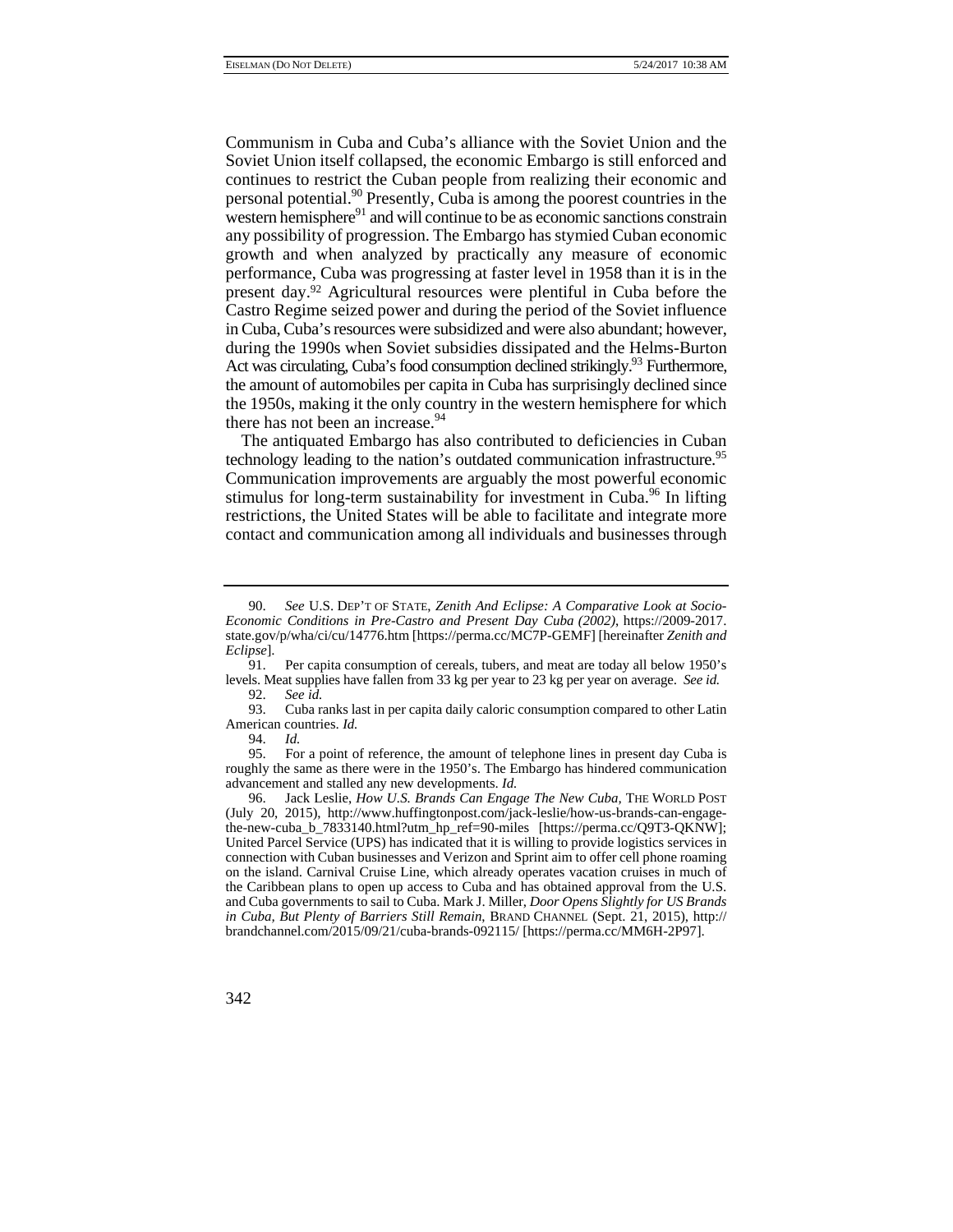Communism in Cuba and Cuba's alliance with the Soviet Union and the Soviet Union itself collapsed, the economic Embargo is still enforced and continues to restrict the Cuban people from realizing their economic and personal potential.[90] Presently, Cuba is among the poorest countries in the western hemisphere[91] and will continue to be as economic sanctions constrain any possibility of progression. The Embargo has stymied Cuban economic growth and when analyzed by practically any measure of economic performance, Cuba was progressing at faster level in 1958 than it is in the present day.[92] Agricultural resources were plentiful in Cuba before the Castro Regime seized power and during the period of the Soviet influence in Cuba, Cuba's resources were subsidized and were also abundant; however, during the 1990s when Soviet subsidies dissipated and the Helms-Burton Act was circulating, Cuba's food consumption declined strikingly.[93] Furthermore, the amount of automobiles per capita in Cuba has surprisingly declined since the 1950s, making it the only country in the western hemisphere for which there has not been an increase.[94]

The antiquated Embargo has also contributed to deficiencies in Cuban technology leading to the nation's outdated communication infrastructure.[95] Communication improvements are arguably the most powerful economic stimulus for long-term sustainability for investment in Cuba.[96] In lifting restrictions, the United States will be able to facilitate and integrate more contact and communication among all individuals and businesses through

---

90. *See* U.S. DEP'T OF STATE, *Zenith And Eclipse: A Comparative Look at Socio-Economic Conditions in Pre-Castro and Present Day Cuba (2002)*, https://2009-2017.state.gov/p/wha/ci/cu/14776.htm [https://perma.cc/MC7P-GEMF] [hereinafter *Zenith and Eclipse*].

91. Per capita consumption of cereals, tubers, and meat are today all below 1950's levels. Meat supplies have fallen from 33 kg per year to 23 kg per year on average. *See id.*

92. *See id.*

93. Cuba ranks last in per capita daily caloric consumption compared to other Latin American countries. *Id.*

94. *Id.*

95. For a point of reference, the amount of telephone lines in present day Cuba is roughly the same as there were in the 1950's. The Embargo has hindered communication advancement and stalled any new developments. *Id.*

96. Jack Leslie, *How U.S. Brands Can Engage The New Cuba*, THE WORLD POST (July 20, 2015), http://www.huffingtonpost.com/jack-leslie/how-us-brands-can-engage-the-new-cuba_b_7833140.html?utm_hp_ref=90-miles [https://perma.cc/Q9T3-QKNW]; United Parcel Service (UPS) has indicated that it is willing to provide logistics services in connection with Cuban businesses and Verizon and Sprint aim to offer cell phone roaming on the island. Carnival Cruise Line, which already operates vacation cruises in much of the Caribbean plans to open up access to Cuba and has obtained approval from the U.S. and Cuba governments to sail to Cuba. Mark J. Miller, *Door Opens Slightly for US Brands in Cuba, But Plenty of Barriers Still Remain*, BRAND CHANNEL (Sept. 21, 2015), http://brandchannel.com/2015/09/21/cuba-brands-092115/ [https://perma.cc/MM6H-2P97].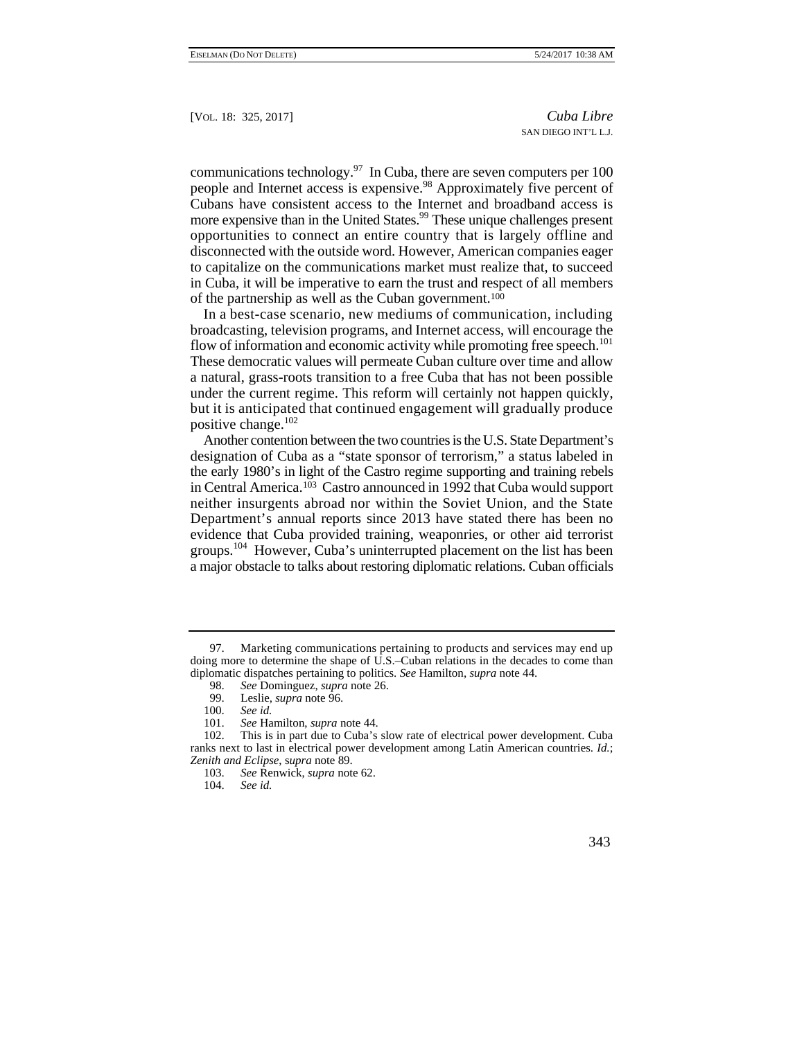communications technology.[97] In Cuba, there are seven computers per 100 people and Internet access is expensive.[98] Approximately five percent of Cubans have consistent access to the Internet and broadband access is more expensive than in the United States.[99] These unique challenges present opportunities to connect an entire country that is largely offline and disconnected with the outside word. However, American companies eager to capitalize on the communications market must realize that, to succeed in Cuba, it will be imperative to earn the trust and respect of all members of the partnership as well as the Cuban government.[100]

In a best-case scenario, new mediums of communication, including broadcasting, television programs, and Internet access, will encourage the flow of information and economic activity while promoting free speech.[101] These democratic values will permeate Cuban culture over time and allow a natural, grass-roots transition to a free Cuba that has not been possible under the current regime. This reform will certainly not happen quickly, but it is anticipated that continued engagement will gradually produce positive change.[102]

Another contention between the two countries is the U.S. State Department's designation of Cuba as a "state sponsor of terrorism," a status labeled in the early 1980's in light of the Castro regime supporting and training rebels in Central America.[103] Castro announced in 1992 that Cuba would support neither insurgents abroad nor within the Soviet Union, and the State Department's annual reports since 2013 have stated there has been no evidence that Cuba provided training, weaponries, or other aid terrorist groups.[104] However, Cuba's uninterrupted placement on the list has been a major obstacle to talks about restoring diplomatic relations. Cuban officials

---

97. Marketing communications pertaining to products and services may end up doing more to determine the shape of U.S.–Cuban relations in the decades to come than diplomatic dispatches pertaining to politics. *See* Hamilton, *supra* note 44.

98. *See* Dominguez, *supra* note 26.

99. Leslie, *supra* note 96.

100. *See id.*

101. *See* Hamilton, *supra* note 44.

102. This is in part due to Cuba's slow rate of electrical power development. Cuba ranks next to last in electrical power development among Latin American countries. *Id.*; *Zenith and Eclipse*, s*upra* note 89.

103. *See* Renwick, *supra* note 62.

104. *See id.*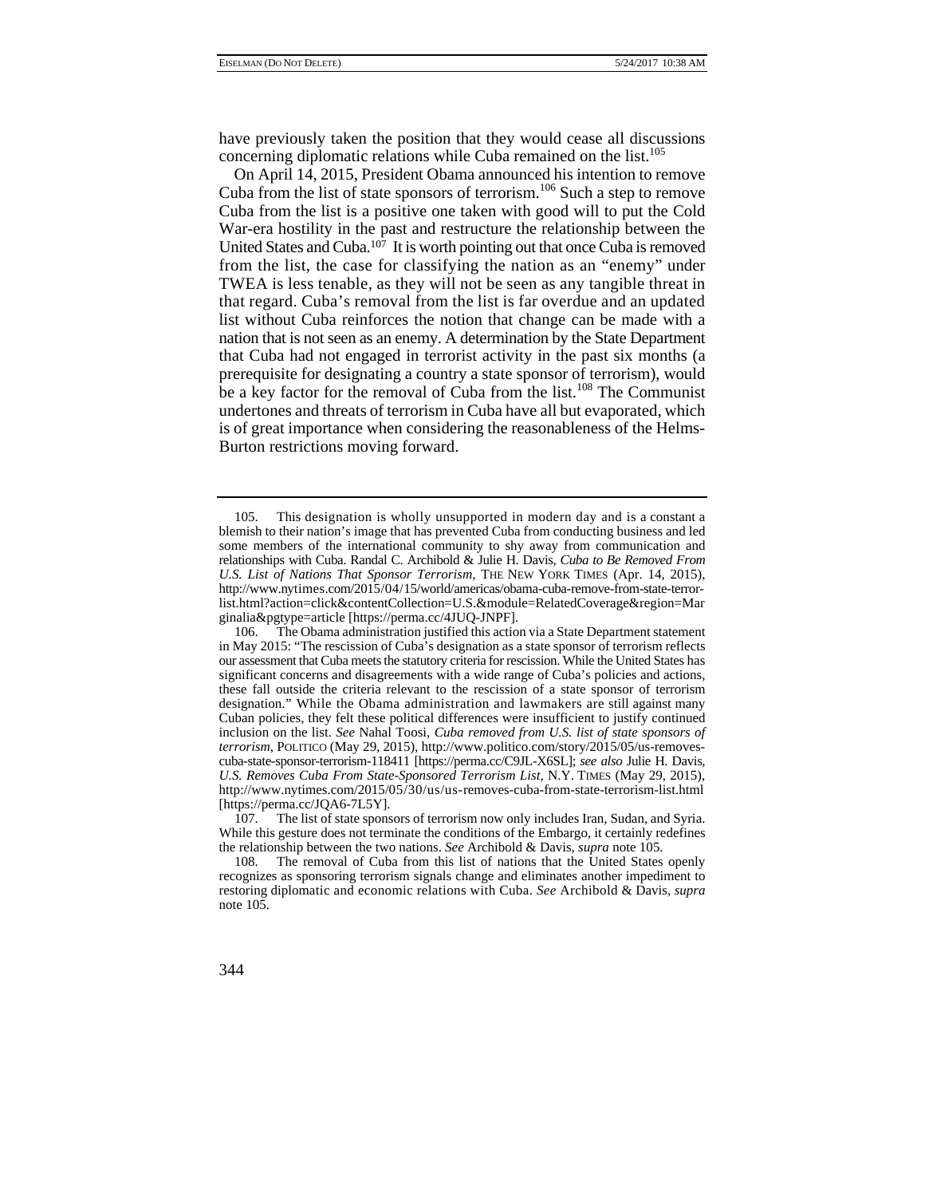have previously taken the position that they would cease all discussions concerning diplomatic relations while Cuba remained on the list.[105]

On April 14, 2015, President Obama announced his intention to remove Cuba from the list of state sponsors of terrorism.[106] Such a step to remove Cuba from the list is a positive one taken with good will to put the Cold War-era hostility in the past and restructure the relationship between the United States and Cuba.[107] It is worth pointing out that once Cuba is removed from the list, the case for classifying the nation as an "enemy" under TWEA is less tenable, as they will not be seen as any tangible threat in that regard. Cuba's removal from the list is far overdue and an updated list without Cuba reinforces the notion that change can be made with a nation that is not seen as an enemy. A determination by the State Department that Cuba had not engaged in terrorist activity in the past six months (a prerequisite for designating a country a state sponsor of terrorism), would be a key factor for the removal of Cuba from the list.[108] The Communist undertones and threats of terrorism in Cuba have all but evaporated, which is of great importance when considering the reasonableness of the Helms-Burton restrictions moving forward.

---

105. This designation is wholly unsupported in modern day and is a constant a blemish to their nation's image that has prevented Cuba from conducting business and led some members of the international community to shy away from communication and relationships with Cuba. Randal C. Archibold & Julie H. Davis, *Cuba to Be Removed From U.S. List of Nations That Sponsor Terrorism,* THE NEW YORK TIMES (Apr. 14, 2015), http://www.nytimes.com/2015/04/15/world/americas/obama-cuba-remove-from-state-terror-list.html?action=click&contentCollection=U.S.&module=RelatedCoverage&region=Marginalia&pgtype=article [https://perma.cc/4JUQ-JNPF].

106. The Obama administration justified this action via a State Department statement in May 2015: "The rescission of Cuba's designation as a state sponsor of terrorism reflects our assessment that Cuba meets the statutory criteria for rescission. While the United States has significant concerns and disagreements with a wide range of Cuba's policies and actions, these fall outside the criteria relevant to the rescission of a state sponsor of terrorism designation." While the Obama administration and lawmakers are still against many Cuban policies, they felt these political differences were insufficient to justify continued inclusion on the list. *See* Nahal Toosi, *Cuba removed from U.S. list of state sponsors of terrorism*, POLITICO (May 29, 2015), http://www.politico.com/story/2015/05/us-removes-cuba-state-sponsor-terrorism-118411 [https://perma.cc/C9JL-X6SL]; *see also* Julie H. Davis, *U.S. Removes Cuba From State-Sponsored Terrorism List,* N.Y. TIMES (May 29, 2015), http://www.nytimes.com/2015/05/30/us/us-removes-cuba-from-state-terrorism-list.html [https://perma.cc/JQA6-7L5Y].

107. The list of state sponsors of terrorism now only includes Iran, Sudan, and Syria. While this gesture does not terminate the conditions of the Embargo, it certainly redefines the relationship between the two nations. *See* Archibold & Davis, *supra* note 105.

108. The removal of Cuba from this list of nations that the United States openly recognizes as sponsoring terrorism signals change and eliminates another impediment to restoring diplomatic and economic relations with Cuba. *See* Archibold & Davis, *supra* note 105.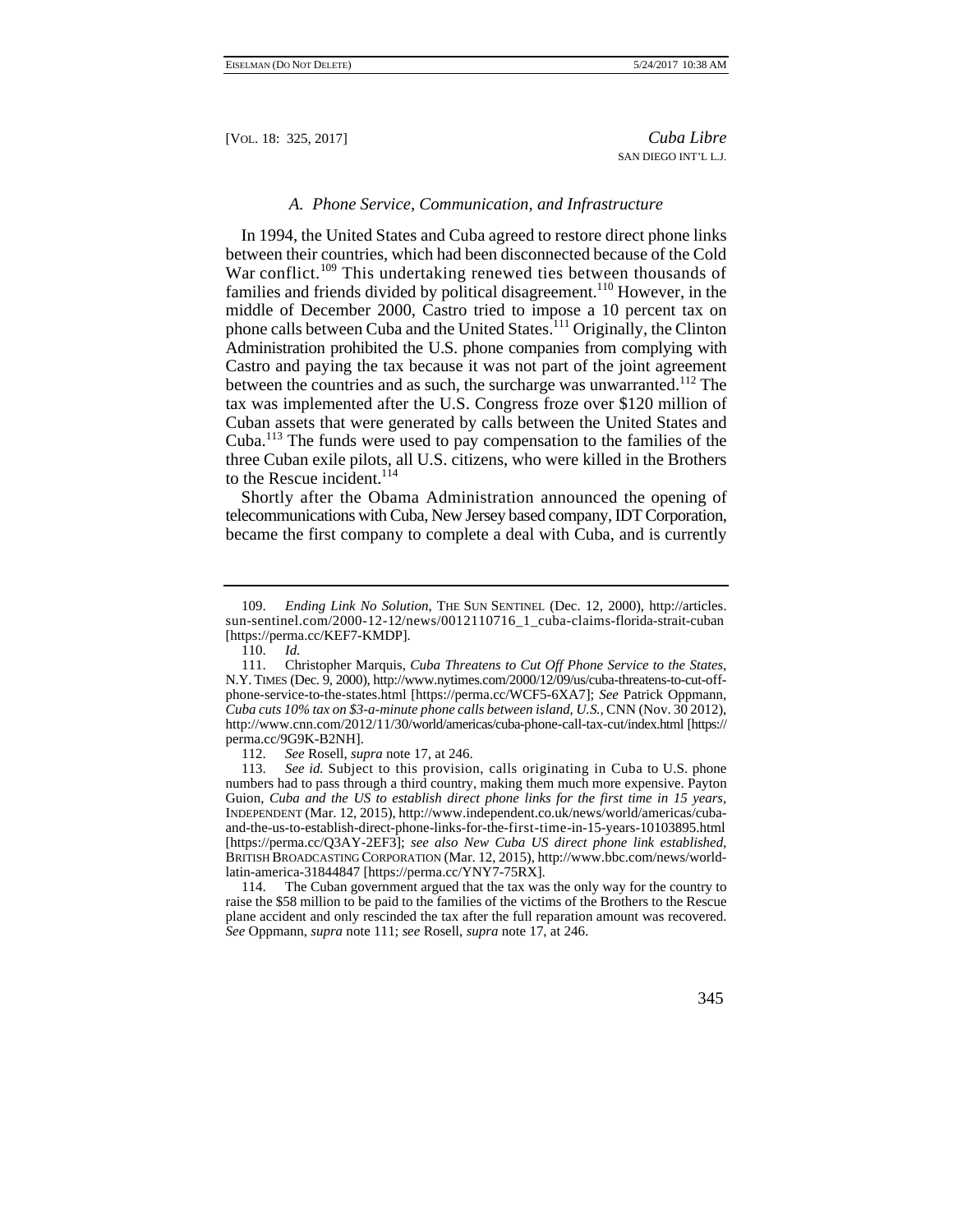### *A. Phone Service, Communication, and Infrastructure*

In 1994, the United States and Cuba agreed to restore direct phone links between their countries, which had been disconnected because of the Cold War conflict.[109] This undertaking renewed ties between thousands of families and friends divided by political disagreement.[110] However, in the middle of December 2000, Castro tried to impose a 10 percent tax on phone calls between Cuba and the United States.[111] Originally, the Clinton Administration prohibited the U.S. phone companies from complying with Castro and paying the tax because it was not part of the joint agreement between the countries and as such, the surcharge was unwarranted.[112] The tax was implemented after the U.S. Congress froze over $120 million of Cuban assets that were generated by calls between the United States and Cuba.[113] The funds were used to pay compensation to the families of the three Cuban exile pilots, all U.S. citizens, who were killed in the Brothers to the Rescue incident.[114]

Shortly after the Obama Administration announced the opening of telecommunications with Cuba, New Jersey based company, IDT Corporation, became the first company to complete a deal with Cuba, and is currently

---

109. *Ending Link No Solution*, THE SUN SENTINEL (Dec. 12, 2000), http://articles.sun-sentinel.com/2000-12-12/news/0012110716_1_cuba-claims-florida-strait-cuban [https://perma.cc/KEF7-KMDP].

110. *Id.*

111. Christopher Marquis, *Cuba Threatens to Cut Off Phone Service to the States*, N.Y. TIMES (Dec. 9, 2000), http://www.nytimes.com/2000/12/09/us/cuba-threatens-to-cut-off-phone-service-to-the-states.html [https://perma.cc/WCF5-6XA7]; *See* Patrick Oppmann, *Cuba cuts 10% tax on $3-a-minute phone calls between island, U.S.*, CNN (Nov. 30 2012), http://www.cnn.com/2012/11/30/world/americas/cuba-phone-call-tax-cut/index.html [https://perma.cc/9G9K-B2NH].

112. *See* Rosell, *supra* note 17, at 246.

113. *See id.* Subject to this provision, calls originating in Cuba to U.S. phone numbers had to pass through a third country, making them much more expensive. Payton Guion, *Cuba and the US to establish direct phone links for the first time in 15 years*, INDEPENDENT (Mar. 12, 2015), http://www.independent.co.uk/news/world/americas/cuba-and-the-us-to-establish-direct-phone-links-for-the-first-time-in-15-years-10103895.html [https://perma.cc/Q3AY-2EF3]; *see also New Cuba US direct phone link established*, BRITISH BROADCASTING CORPORATION (Mar. 12, 2015), http://www.bbc.com/news/world-latin-america-31844847 [https://perma.cc/YNY7-75RX].

114. The Cuban government argued that the tax was the only way for the country to raise the $58 million to be paid to the families of the victims of the Brothers to the Rescue plane accident and only rescinded the tax after the full reparation amount was recovered. *See* Oppmann, *supra* note 111; *see* Rosell, *supra* note 17, at 246.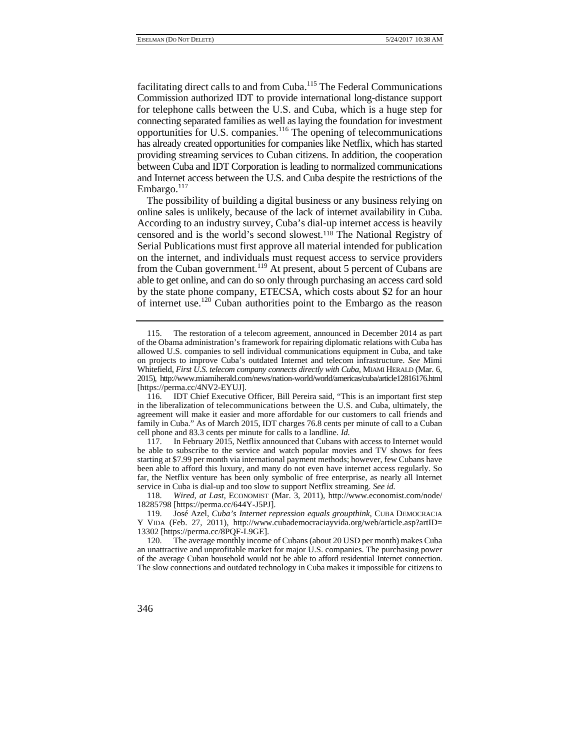facilitating direct calls to and from Cuba.[115] The Federal Communications Commission authorized IDT to provide international long-distance support for telephone calls between the U.S. and Cuba, which is a huge step for connecting separated families as well as laying the foundation for investment opportunities for U.S. companies.[116] The opening of telecommunications has already created opportunities for companies like Netflix, which has started providing streaming services to Cuban citizens. In addition, the cooperation between Cuba and IDT Corporation is leading to normalized communications and Internet access between the U.S. and Cuba despite the restrictions of the Embargo.[117]

The possibility of building a digital business or any business relying on online sales is unlikely, because of the lack of internet availability in Cuba. According to an industry survey, Cuba's dial-up internet access is heavily censored and is the world's second slowest.[118] The National Registry of Serial Publications must first approve all material intended for publication on the internet, and individuals must request access to service providers from the Cuban government.[119] At present, about 5 percent of Cubans are able to get online, and can do so only through purchasing an access card sold by the state phone company, ETECSA, which costs about $2 for an hour of internet use.[120] Cuban authorities point to the Embargo as the reason

---

115. The restoration of a telecom agreement, announced in December 2014 as part of the Obama administration's framework for repairing diplomatic relations with Cuba has allowed U.S. companies to sell individual communications equipment in Cuba, and take on projects to improve Cuba's outdated Internet and telecom infrastructure. *See* Mimi Whitefield, *First U.S. telecom company connects directly with Cuba*, MIAMI HERALD (Mar. 6, 2015), http://www.miamiherald.com/news/nation-world/world/americas/cuba/article12816176.html [https://perma.cc/4NV2-EYUJ].

116. IDT Chief Executive Officer, Bill Pereira said, "This is an important first step in the liberalization of telecommunications between the U.S. and Cuba, ultimately, the agreement will make it easier and more affordable for our customers to call friends and family in Cuba." As of March 2015, IDT charges 76.8 cents per minute of call to a Cuban cell phone and 83.3 cents per minute for calls to a landline. *Id.*

117. In February 2015, Netflix announced that Cubans with access to Internet would be able to subscribe to the service and watch popular movies and TV shows for fees starting at $7.99 per month via international payment methods; however, few Cubans have been able to afford this luxury, and many do not even have internet access regularly. So far, the Netflix venture has been only symbolic of free enterprise, as nearly all Internet service in Cuba is dial-up and too slow to support Netflix streaming. *See id.*

118. *Wired, at Last*, ECONOMIST (Mar. 3, 2011), http://www.economist.com/node/18285798 [https://perma.cc/644Y-J5PJ].

119. José Azel, *Cuba's Internet repression equals groupthink*, CUBA DEMOCRACIA Y VIDA (Feb. 27, 2011), http://www.cubademocraciayvida.org/web/article.asp?artID=13302 [https://perma.cc/8PQF-L9GE].

120. The average monthly income of Cubans (about 20 USD per month) makes Cuba an unattractive and unprofitable market for major U.S. companies. The purchasing power of the average Cuban household would not be able to afford residential Internet connection. The slow connections and outdated technology in Cuba makes it impossible for citizens to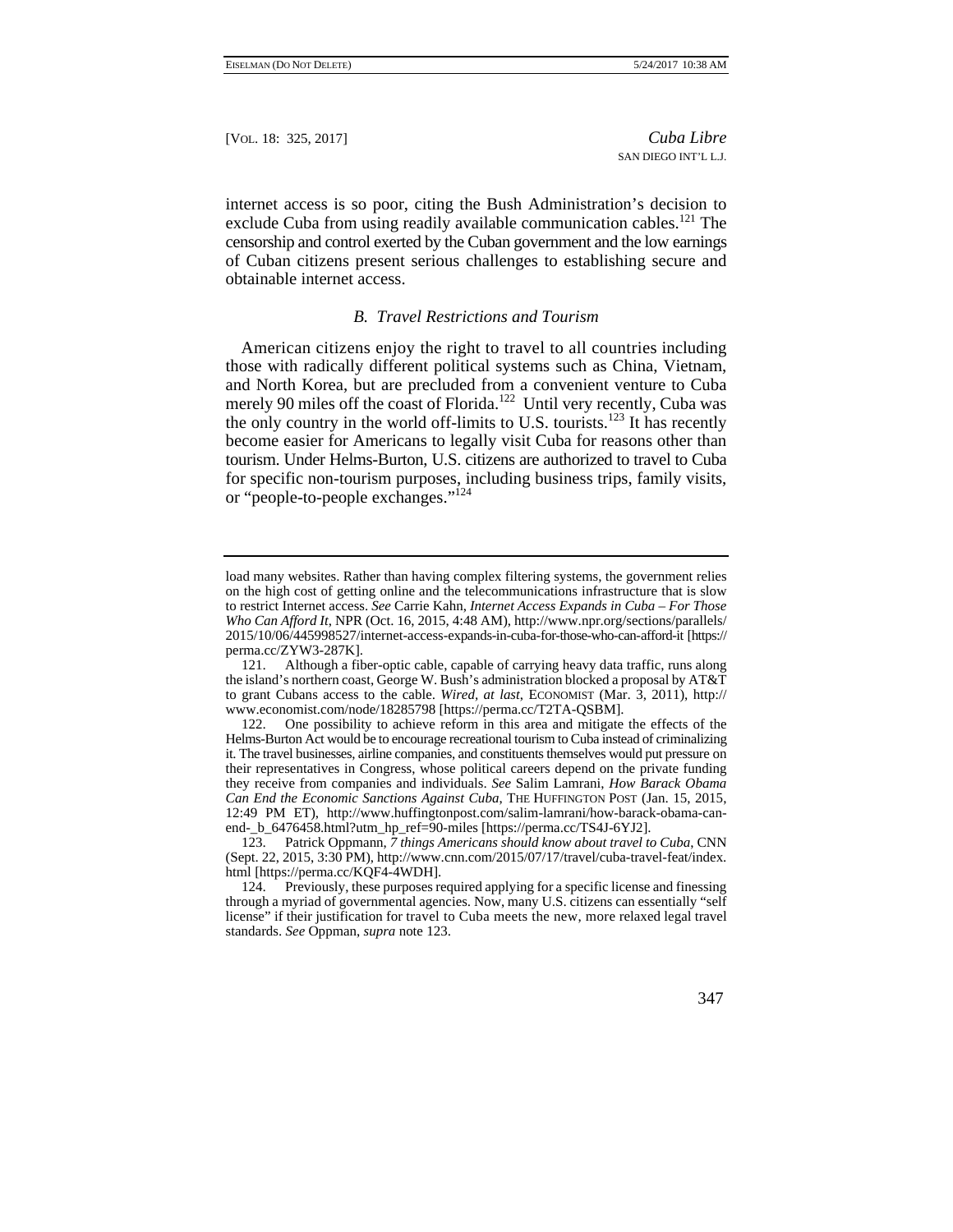internet access is so poor, citing the Bush Administration's decision to exclude Cuba from using readily available communication cables.[121] The censorship and control exerted by the Cuban government and the low earnings of Cuban citizens present serious challenges to establishing secure and obtainable internet access.

### *B. Travel Restrictions and Tourism*

American citizens enjoy the right to travel to all countries including those with radically different political systems such as China, Vietnam, and North Korea, but are precluded from a convenient venture to Cuba merely 90 miles off the coast of Florida.[122] Until very recently, Cuba was the only country in the world off-limits to U.S. tourists.[123] It has recently become easier for Americans to legally visit Cuba for reasons other than tourism. Under Helms-Burton, U.S. citizens are authorized to travel to Cuba for specific non-tourism purposes, including business trips, family visits, or "people-to-people exchanges."[124]

---

load many websites. Rather than having complex filtering systems, the government relies on the high cost of getting online and the telecommunications infrastructure that is slow to restrict Internet access. *See* Carrie Kahn, *Internet Access Expands in Cuba – For Those Who Can Afford It*, NPR (Oct. 16, 2015, 4:48 AM), http://www.npr.org/sections/parallels/2015/10/06/445998527/internet-access-expands-in-cuba-for-those-who-can-afford-it [https://perma.cc/ZYW3-287K].

121. Although a fiber-optic cable, capable of carrying heavy data traffic, runs along the island's northern coast, George W. Bush's administration blocked a proposal by AT&T to grant Cubans access to the cable. *Wired, at last*, ECONOMIST (Mar. 3, 2011), http://www.economist.com/node/18285798 [https://perma.cc/T2TA-QSBM].

122. One possibility to achieve reform in this area and mitigate the effects of the Helms-Burton Act would be to encourage recreational tourism to Cuba instead of criminalizing it. The travel businesses, airline companies, and constituents themselves would put pressure on their representatives in Congress, whose political careers depend on the private funding they receive from companies and individuals. *See* Salim Lamrani, *How Barack Obama Can End the Economic Sanctions Against Cuba*, THE HUFFINGTON POST (Jan. 15, 2015, 12:49 PM ET), http://www.huffingtonpost.com/salim-lamrani/how-barack-obama-can-end-_b_6476458.html?utm_hp_ref=90-miles [https://perma.cc/TS4J-6YJ2].

123. Patrick Oppmann, *7 things Americans should know about travel to Cuba*, CNN (Sept. 22, 2015, 3:30 PM), http://www.cnn.com/2015/07/17/travel/cuba-travel-feat/index.html [https://perma.cc/KQF4-4WDH].

124. Previously, these purposes required applying for a specific license and finessing through a myriad of governmental agencies. Now, many U.S. citizens can essentially "self license" if their justification for travel to Cuba meets the new, more relaxed legal travel standards. *See* Oppman, *supra* note 123.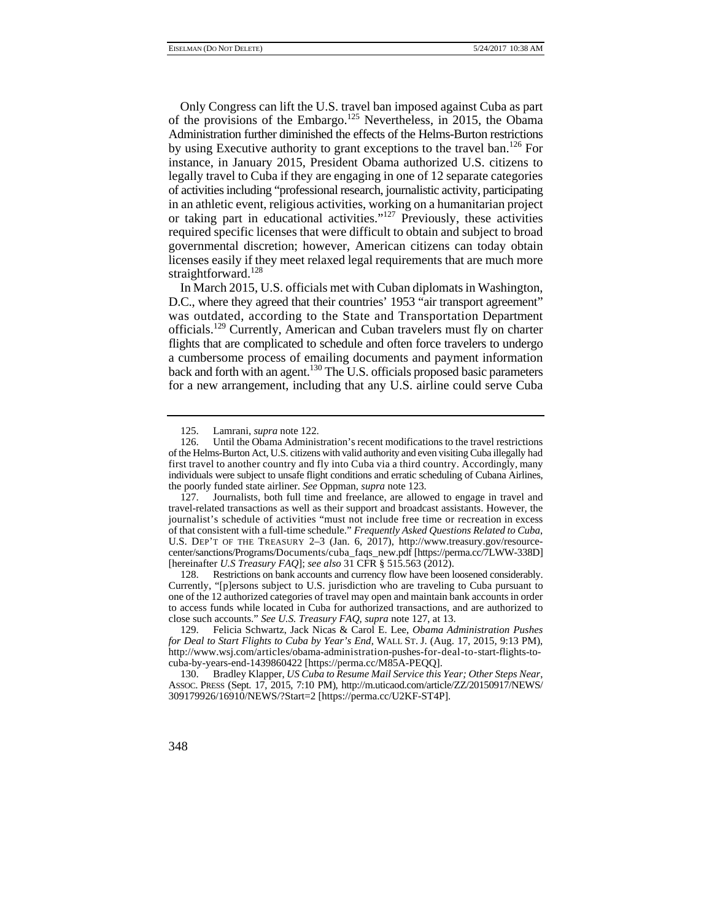Only Congress can lift the U.S. travel ban imposed against Cuba as part of the provisions of the Embargo.[125] Nevertheless, in 2015, the Obama Administration further diminished the effects of the Helms-Burton restrictions by using Executive authority to grant exceptions to the travel ban.[126] For instance, in January 2015, President Obama authorized U.S. citizens to legally travel to Cuba if they are engaging in one of 12 separate categories of activities including "professional research, journalistic activity, participating in an athletic event, religious activities, working on a humanitarian project or taking part in educational activities."[127] Previously, these activities required specific licenses that were difficult to obtain and subject to broad governmental discretion; however, American citizens can today obtain licenses easily if they meet relaxed legal requirements that are much more straightforward.[128]

In March 2015, U.S. officials met with Cuban diplomats in Washington, D.C., where they agreed that their countries' 1953 "air transport agreement" was outdated, according to the State and Transportation Department officials.[129] Currently, American and Cuban travelers must fly on charter flights that are complicated to schedule and often force travelers to undergo a cumbersome process of emailing documents and payment information back and forth with an agent.[130] The U.S. officials proposed basic parameters for a new arrangement, including that any U.S. airline could serve Cuba

---

125. Lamrani, *supra* note 122.

126. Until the Obama Administration's recent modifications to the travel restrictions of the Helms-Burton Act, U.S. citizens with valid authority and even visiting Cuba illegally had first travel to another country and fly into Cuba via a third country. Accordingly, many individuals were subject to unsafe flight conditions and erratic scheduling of Cubana Airlines, the poorly funded state airliner. *See* Oppman, *supra* note 123.

127. Journalists, both full time and freelance, are allowed to engage in travel and travel-related transactions as well as their support and broadcast assistants. However, the journalist's schedule of activities "must not include free time or recreation in excess of that consistent with a full-time schedule." *Frequently Asked Questions Related to Cuba*, U.S. DEP'T OF THE TREASURY 2–3 (Jan. 6, 2017), http://www.treasury.gov/resource-center/sanctions/Programs/Documents/cuba_faqs_new.pdf [https://perma.cc/7LWW-338D] [hereinafter *U.S Treasury FAQ*]; *see also* 31 CFR § 515.563 (2012).

128. Restrictions on bank accounts and currency flow have been loosened considerably. Currently, "[p]ersons subject to U.S. jurisdiction who are traveling to Cuba pursuant to one of the 12 authorized categories of travel may open and maintain bank accounts in order to access funds while located in Cuba for authorized transactions, and are authorized to close such accounts." *See U.S. Treasury FAQ*, *supra* note 127, at 13.

129. Felicia Schwartz, Jack Nicas & Carol E. Lee, *Obama Administration Pushes for Deal to Start Flights to Cuba by Year's End*, WALL ST. J. (Aug. 17, 2015, 9:13 PM), http://www.wsj.com/articles/obama-administration-pushes-for-deal-to-start-flights-to-cuba-by-years-end-1439860422 [https://perma.cc/M85A-PEQQ].

130. Bradley Klapper, *US Cuba to Resume Mail Service this Year; Other Steps Near*, ASSOC. PRESS (Sept. 17, 2015, 7:10 PM), http://m.uticaod.com/article/ZZ/20150917/NEWS/309179926/16910/NEWS/?Start=2 [https://perma.cc/U2KF-ST4P].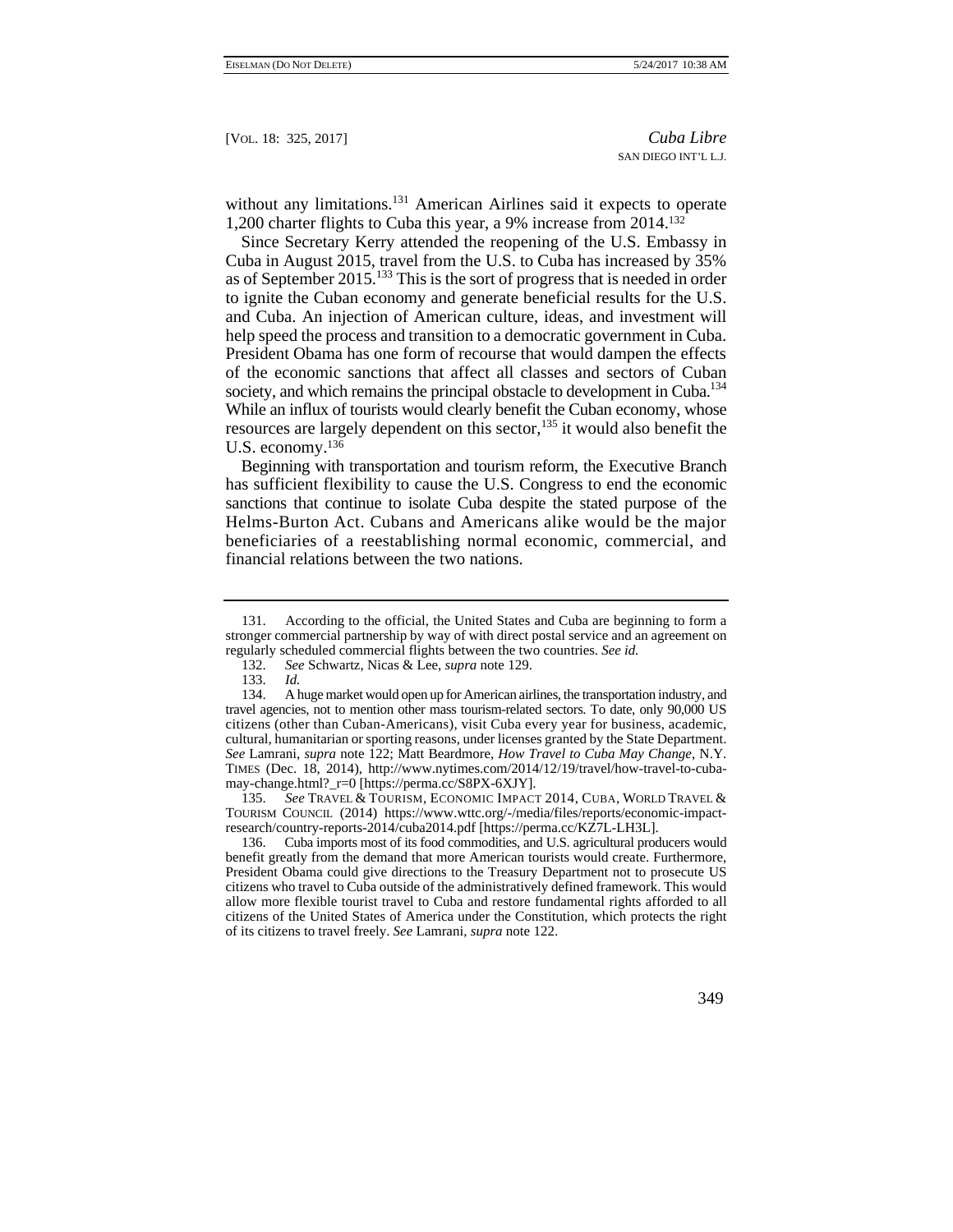without any limitations.[131] American Airlines said it expects to operate 1,200 charter flights to Cuba this year, a 9% increase from 2014.[132]

Since Secretary Kerry attended the reopening of the U.S. Embassy in Cuba in August 2015, travel from the U.S. to Cuba has increased by 35% as of September 2015.[133] This is the sort of progress that is needed in order to ignite the Cuban economy and generate beneficial results for the U.S. and Cuba. An injection of American culture, ideas, and investment will help speed the process and transition to a democratic government in Cuba. President Obama has one form of recourse that would dampen the effects of the economic sanctions that affect all classes and sectors of Cuban society, and which remains the principal obstacle to development in Cuba.[134] While an influx of tourists would clearly benefit the Cuban economy, whose resources are largely dependent on this sector,[135] it would also benefit the U.S. economy.[136]

Beginning with transportation and tourism reform, the Executive Branch has sufficient flexibility to cause the U.S. Congress to end the economic sanctions that continue to isolate Cuba despite the stated purpose of the Helms-Burton Act. Cubans and Americans alike would be the major beneficiaries of a reestablishing normal economic, commercial, and financial relations between the two nations.

---

131. According to the official, the United States and Cuba are beginning to form a stronger commercial partnership by way of with direct postal service and an agreement on regularly scheduled commercial flights between the two countries. *See id.*

132. *See* Schwartz, Nicas & Lee, *supra* note 129.

133. *Id.*

134. A huge market would open up for American airlines, the transportation industry, and travel agencies, not to mention other mass tourism-related sectors. To date, only 90,000 US citizens (other than Cuban-Americans), visit Cuba every year for business, academic, cultural, humanitarian or sporting reasons, under licenses granted by the State Department. *See* Lamrani, *supra* note 122; Matt Beardmore, *How Travel to Cuba May Change*, N.Y. TIMES (Dec. 18, 2014), http://www.nytimes.com/2014/12/19/travel/how-travel-to-cuba-may-change.html?_r=0 [https://perma.cc/S8PX-6XJY].

135. *See* TRAVEL & TOURISM, ECONOMIC IMPACT 2014, CUBA, WORLD TRAVEL & TOURISM COUNCIL (2014) https://www.wttc.org/-/media/files/reports/economic-impact-research/country-reports-2014/cuba2014.pdf [https://perma.cc/KZ7L-LH3L].

136. Cuba imports most of its food commodities, and U.S. agricultural producers would benefit greatly from the demand that more American tourists would create. Furthermore, President Obama could give directions to the Treasury Department not to prosecute US citizens who travel to Cuba outside of the administratively defined framework. This would allow more flexible tourist travel to Cuba and restore fundamental rights afforded to all citizens of the United States of America under the Constitution, which protects the right of its citizens to travel freely. *See* Lamrani, *supra* note 122.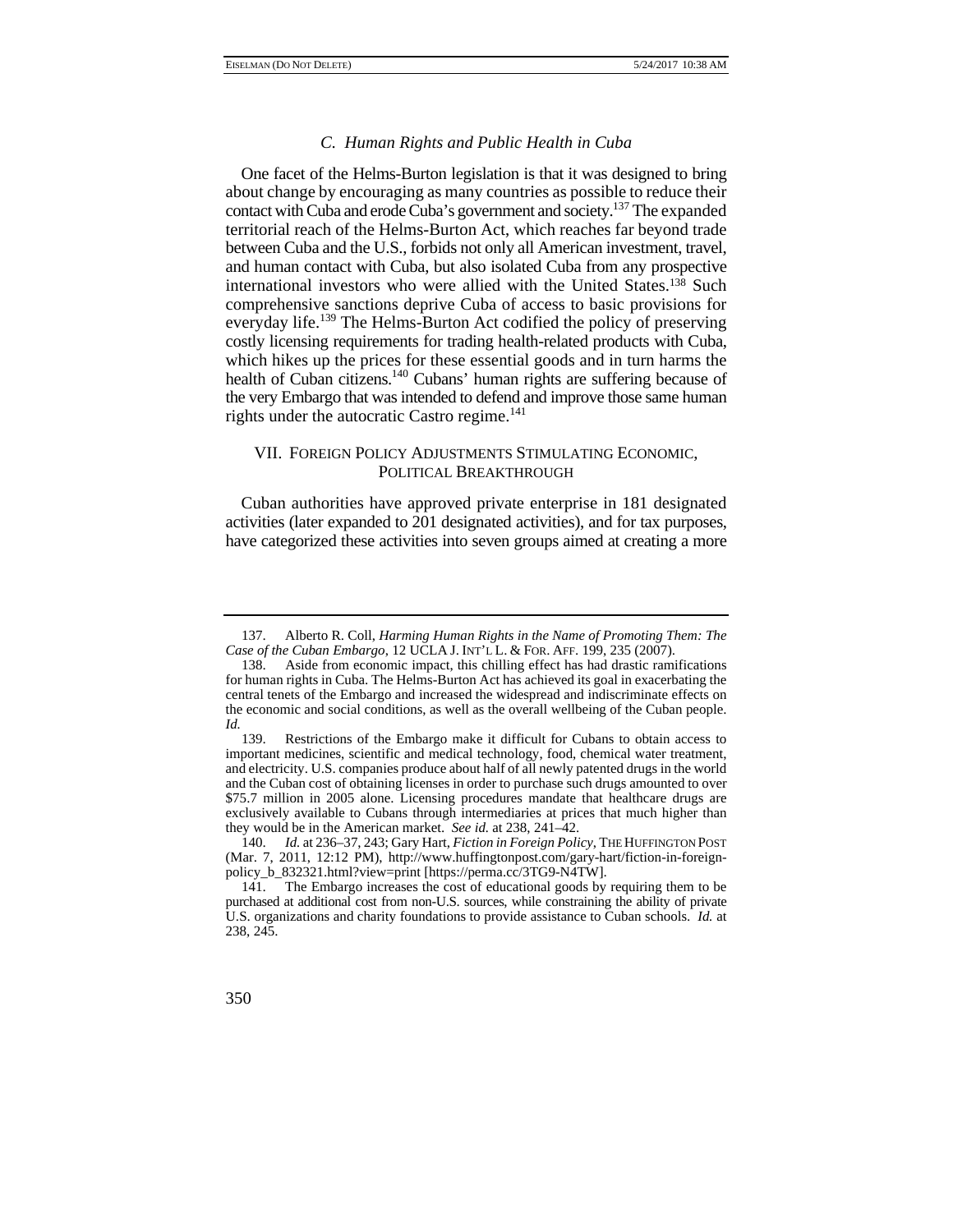### C. *Human Rights and Public Health in Cuba*

One facet of the Helms-Burton legislation is that it was designed to bring about change by encouraging as many countries as possible to reduce their contact with Cuba and erode Cuba's government and society.[137] The expanded territorial reach of the Helms-Burton Act, which reaches far beyond trade between Cuba and the U.S., forbids not only all American investment, travel, and human contact with Cuba, but also isolated Cuba from any prospective international investors who were allied with the United States.[138] Such comprehensive sanctions deprive Cuba of access to basic provisions for everyday life.[139] The Helms-Burton Act codified the policy of preserving costly licensing requirements for trading health-related products with Cuba, which hikes up the prices for these essential goods and in turn harms the health of Cuban citizens.[140] Cubans' human rights are suffering because of the very Embargo that was intended to defend and improve those same human rights under the autocratic Castro regime.[141]

## VII. Foreign Policy Adjustments Stimulating Economic, Political Breakthrough

Cuban authorities have approved private enterprise in 181 designated activities (later expanded to 201 designated activities), and for tax purposes, have categorized these activities into seven groups aimed at creating a more

---

137. Alberto R. Coll, *Harming Human Rights in the Name of Promoting Them: The Case of the Cuban Embargo*, 12 UCLA J. INT'L L. & FOR. AFF. 199, 235 (2007).

138. Aside from economic impact, this chilling effect has had drastic ramifications for human rights in Cuba. The Helms-Burton Act has achieved its goal in exacerbating the central tenets of the Embargo and increased the widespread and indiscriminate effects on the economic and social conditions, as well as the overall wellbeing of the Cuban people. *Id.*

139. Restrictions of the Embargo make it difficult for Cubans to obtain access to important medicines, scientific and medical technology, food, chemical water treatment, and electricity. U.S. companies produce about half of all newly patented drugs in the world and the Cuban cost of obtaining licenses in order to purchase such drugs amounted to over $75.7 million in 2005 alone. Licensing procedures mandate that healthcare drugs are exclusively available to Cubans through intermediaries at prices that much higher than they would be in the American market. *See id.* at 238, 241–42.

140. *Id.* at 236–37, 243; Gary Hart, *Fiction in Foreign Policy*, THE HUFFINGTON POST (Mar. 7, 2011, 12:12 PM), http://www.huffingtonpost.com/gary-hart/fiction-in-foreign-policy_b_832321.html?view=print [https://perma.cc/3TG9-N4TW].

141. The Embargo increases the cost of educational goods by requiring them to be purchased at additional cost from non-U.S. sources, while constraining the ability of private U.S. organizations and charity foundations to provide assistance to Cuban schools. *Id.* at 238, 245.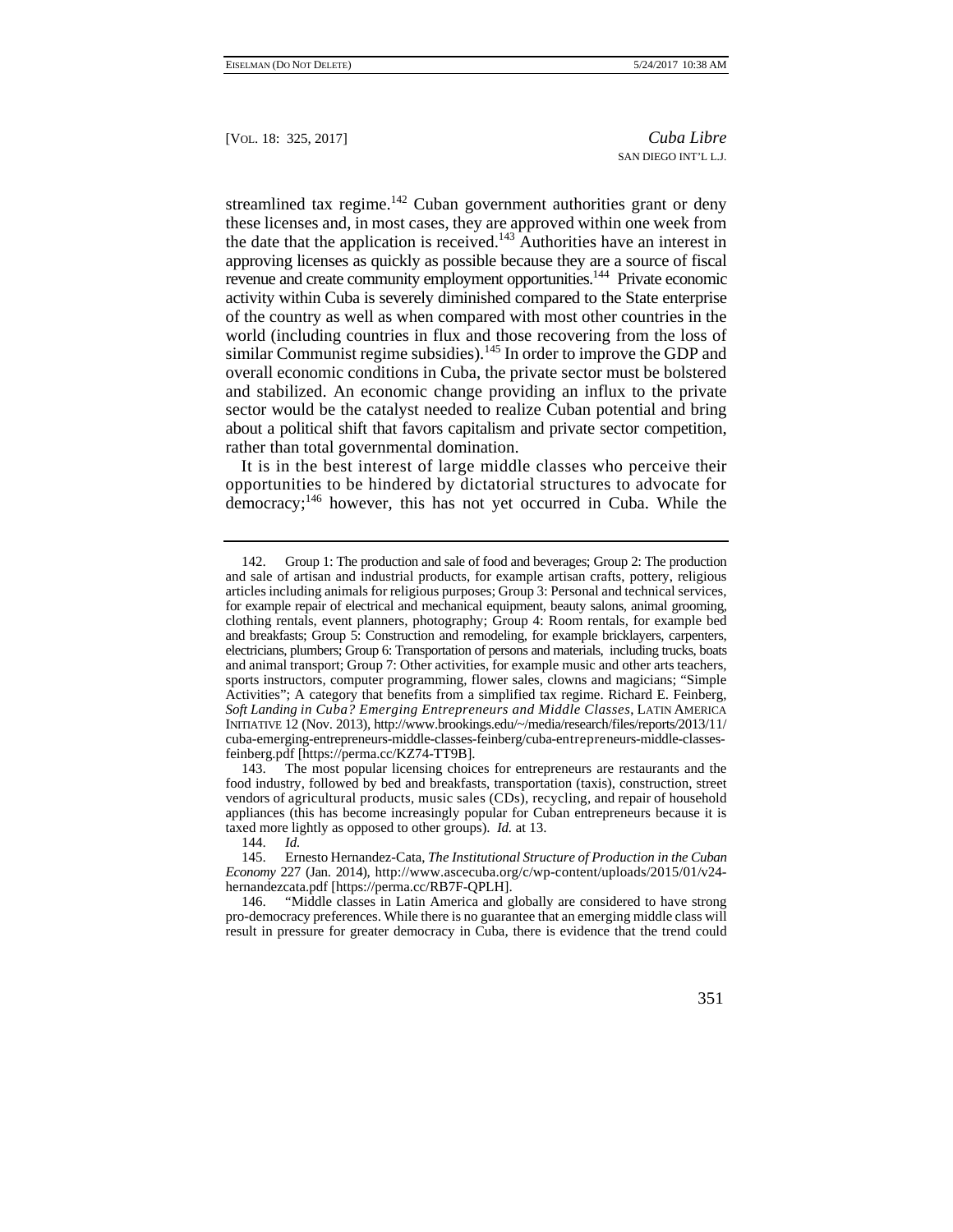streamlined tax regime.[142] Cuban government authorities grant or deny these licenses and, in most cases, they are approved within one week from the date that the application is received.[143] Authorities have an interest in approving licenses as quickly as possible because they are a source of fiscal revenue and create community employment opportunities.[144] Private economic activity within Cuba is severely diminished compared to the State enterprise of the country as well as when compared with most other countries in the world (including countries in flux and those recovering from the loss of similar Communist regime subsidies).[145] In order to improve the GDP and overall economic conditions in Cuba, the private sector must be bolstered and stabilized. An economic change providing an influx to the private sector would be the catalyst needed to realize Cuban potential and bring about a political shift that favors capitalism and private sector competition, rather than total governmental domination.

It is in the best interest of large middle classes who perceive their opportunities to be hindered by dictatorial structures to advocate for democracy;[146] however, this has not yet occurred in Cuba. While the

---

142. Group 1: The production and sale of food and beverages; Group 2: The production and sale of artisan and industrial products, for example artisan crafts, pottery, religious articles including animals for religious purposes; Group 3: Personal and technical services, for example repair of electrical and mechanical equipment, beauty salons, animal grooming, clothing rentals, event planners, photography; Group 4: Room rentals, for example bed and breakfasts; Group 5: Construction and remodeling, for example bricklayers, carpenters, electricians, plumbers; Group 6: Transportation of persons and materials, including trucks, boats and animal transport; Group 7: Other activities, for example music and other arts teachers, sports instructors, computer programming, flower sales, clowns and magicians; "Simple Activities"; A category that benefits from a simplified tax regime. Richard E. Feinberg, *Soft Landing in Cuba? Emerging Entrepreneurs and Middle Classes*, LATIN AMERICA INITIATIVE 12 (Nov. 2013), http://www.brookings.edu/~/media/research/files/reports/2013/11/cuba-emerging-entrepreneurs-middle-classes-feinberg/cuba-entrepreneurs-middle-classes-feinberg.pdf [https://perma.cc/KZ74-TT9B].

143. The most popular licensing choices for entrepreneurs are restaurants and the food industry, followed by bed and breakfasts, transportation (taxis), construction, street vendors of agricultural products, music sales (CDs), recycling, and repair of household appliances (this has become increasingly popular for Cuban entrepreneurs because it is taxed more lightly as opposed to other groups). *Id.* at 13.

144. *Id.*

145. Ernesto Hernandez-Cata, *The Institutional Structure of Production in the Cuban Economy* 227 (Jan. 2014), http://www.ascecuba.org/c/wp-content/uploads/2015/01/v24-hernandezcata.pdf [https://perma.cc/RB7F-QPLH].

146. "Middle classes in Latin America and globally are considered to have strong pro-democracy preferences. While there is no guarantee that an emerging middle class will result in pressure for greater democracy in Cuba, there is evidence that the trend could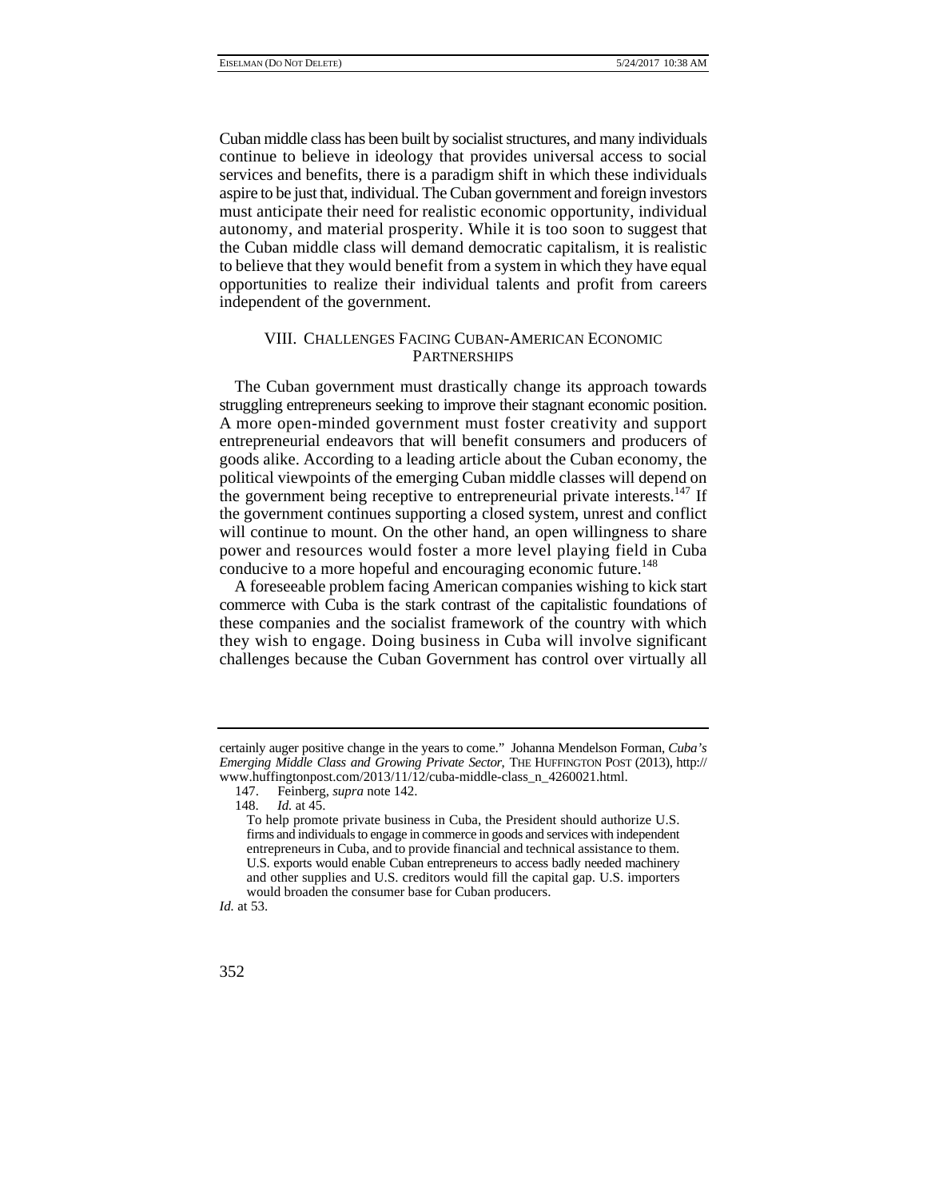Cuban middle class has been built by socialist structures, and many individuals continue to believe in ideology that provides universal access to social services and benefits, there is a paradigm shift in which these individuals aspire to be just that, individual. The Cuban government and foreign investors must anticipate their need for realistic economic opportunity, individual autonomy, and material prosperity. While it is too soon to suggest that the Cuban middle class will demand democratic capitalism, it is realistic to believe that they would benefit from a system in which they have equal opportunities to realize their individual talents and profit from careers independent of the government.

## VIII. Challenges Facing Cuban-American Economic Partnerships

The Cuban government must drastically change its approach towards struggling entrepreneurs seeking to improve their stagnant economic position. A more open-minded government must foster creativity and support entrepreneurial endeavors that will benefit consumers and producers of goods alike. According to a leading article about the Cuban economy, the political viewpoints of the emerging Cuban middle classes will depend on the government being receptive to entrepreneurial private interests.[147] If the government continues supporting a closed system, unrest and conflict will continue to mount. On the other hand, an open willingness to share power and resources would foster a more level playing field in Cuba conducive to a more hopeful and encouraging economic future.[148]

A foreseeable problem facing American companies wishing to kick start commerce with Cuba is the stark contrast of the capitalistic foundations of these companies and the socialist framework of the country with which they wish to engage. Doing business in Cuba will involve significant challenges because the Cuban Government has control over virtually all

---

certainly auger positive change in the years to come." Johanna Mendelson Forman, *Cuba's Emerging Middle Class and Growing Private Sector*, THE HUFFINGTON POST (2013), http://www.huffingtonpost.com/2013/11/12/cuba-middle-class_n_4260021.html.

147. Feinberg, *supra* note 142.

148. *Id.* at 45.

> To help promote private business in Cuba, the President should authorize U.S. firms and individuals to engage in commerce in goods and services with independent entrepreneurs in Cuba, and to provide financial and technical assistance to them. U.S. exports would enable Cuban entrepreneurs to access badly needed machinery and other supplies and U.S. creditors would fill the capital gap. U.S. importers would broaden the consumer base for Cuban producers.

*Id.* at 53.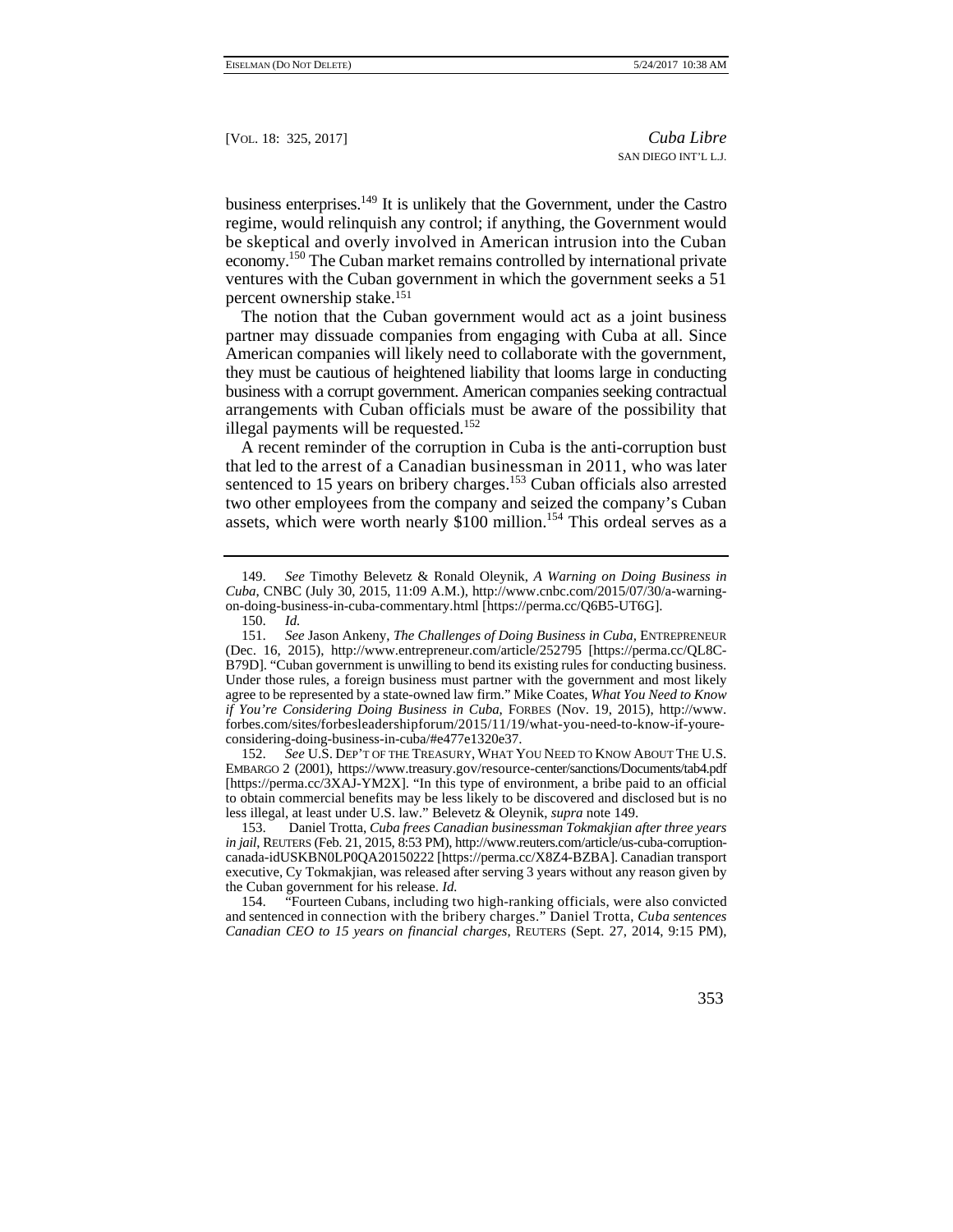business enterprises.[149] It is unlikely that the Government, under the Castro regime, would relinquish any control; if anything, the Government would be skeptical and overly involved in American intrusion into the Cuban economy.[150] The Cuban market remains controlled by international private ventures with the Cuban government in which the government seeks a 51 percent ownership stake.[151]

The notion that the Cuban government would act as a joint business partner may dissuade companies from engaging with Cuba at all. Since American companies will likely need to collaborate with the government, they must be cautious of heightened liability that looms large in conducting business with a corrupt government. American companies seeking contractual arrangements with Cuban officials must be aware of the possibility that illegal payments will be requested.[152]

A recent reminder of the corruption in Cuba is the anti-corruption bust that led to the arrest of a Canadian businessman in 2011, who was later sentenced to 15 years on bribery charges.[153] Cuban officials also arrested two other employees from the company and seized the company's Cuban assets, which were worth nearly $100 million.[154] This ordeal serves as a

---

149. *See* Timothy Belevetz & Ronald Oleynik, *A Warning on Doing Business in Cuba*, CNBC (July 30, 2015, 11:09 A.M.), http://www.cnbc.com/2015/07/30/a-warning-on-doing-business-in-cuba-commentary.html [https://perma.cc/Q6B5-UT6G].

150. *Id.*

151. *See* Jason Ankeny, *The Challenges of Doing Business in Cuba*, ENTREPRENEUR (Dec. 16, 2015), http://www.entrepreneur.com/article/252795 [https://perma.cc/QL8C-B79D]. "Cuban government is unwilling to bend its existing rules for conducting business. Under those rules, a foreign business must partner with the government and most likely agree to be represented by a state-owned law firm." Mike Coates, *What You Need to Know if You're Considering Doing Business in Cuba*, FORBES (Nov. 19, 2015), http://www.forbes.com/sites/forbesleadershipforum/2015/11/19/what-you-need-to-know-if-youre-considering-doing-business-in-cuba/#e477e1320e37.

152. *See* U.S. DEP'T OF THE TREASURY, WHAT YOU NEED TO KNOW ABOUT THE U.S. EMBARGO 2 (2001), https://www.treasury.gov/resource-center/sanctions/Documents/tab4.pdf [https://perma.cc/3XAJ-YM2X]. "In this type of environment, a bribe paid to an official to obtain commercial benefits may be less likely to be discovered and disclosed but is no less illegal, at least under U.S. law." Belevetz & Oleynik, *supra* note 149.

153. Daniel Trotta, *Cuba frees Canadian businessman Tokmakjian after three years in jail*, REUTERS (Feb. 21, 2015, 8:53 PM), http://www.reuters.com/article/us-cuba-corruption-canada-idUSKBN0LP0QA20150222 [https://perma.cc/X8Z4-BZBA]. Canadian transport executive, Cy Tokmakjian, was released after serving 3 years without any reason given by the Cuban government for his release. *Id.*

154. "Fourteen Cubans, including two high-ranking officials, were also convicted and sentenced in connection with the bribery charges." Daniel Trotta, *Cuba sentences Canadian CEO to 15 years on financial charges*, REUTERS (Sept. 27, 2014, 9:15 PM),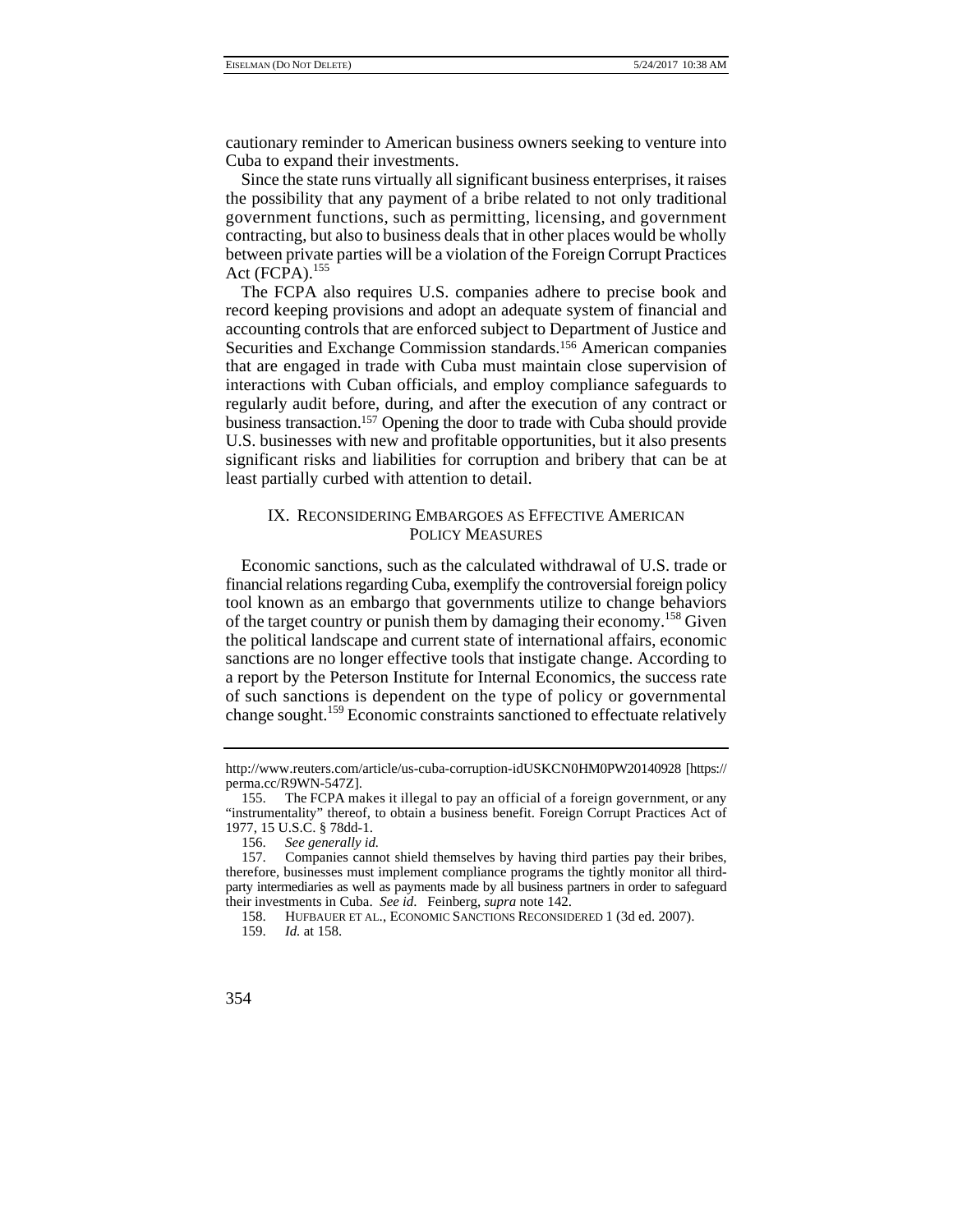cautionary reminder to American business owners seeking to venture into Cuba to expand their investments.

Since the state runs virtually all significant business enterprises, it raises the possibility that any payment of a bribe related to not only traditional government functions, such as permitting, licensing, and government contracting, but also to business deals that in other places would be wholly between private parties will be a violation of the Foreign Corrupt Practices Act (FCPA).[155]

The FCPA also requires U.S. companies adhere to precise book and record keeping provisions and adopt an adequate system of financial and accounting controls that are enforced subject to Department of Justice and Securities and Exchange Commission standards.[156] American companies that are engaged in trade with Cuba must maintain close supervision of interactions with Cuban officials, and employ compliance safeguards to regularly audit before, during, and after the execution of any contract or business transaction.[157] Opening the door to trade with Cuba should provide U.S. businesses with new and profitable opportunities, but it also presents significant risks and liabilities for corruption and bribery that can be at least partially curbed with attention to detail.

## IX. Reconsidering Embargoes as Effective American Policy Measures

Economic sanctions, such as the calculated withdrawal of U.S. trade or financial relations regarding Cuba, exemplify the controversial foreign policy tool known as an embargo that governments utilize to change behaviors of the target country or punish them by damaging their economy.[158] Given the political landscape and current state of international affairs, economic sanctions are no longer effective tools that instigate change. According to a report by the Peterson Institute for Internal Economics, the success rate of such sanctions is dependent on the type of policy or governmental change sought.[159] Economic constraints sanctioned to effectuate relatively

---

http://www.reuters.com/article/us-cuba-corruption-idUSKCN0HM0PW20140928 [https://perma.cc/R9WN-547Z].

155. The FCPA makes it illegal to pay an official of a foreign government, or any "instrumentality" thereof, to obtain a business benefit. Foreign Corrupt Practices Act of 1977, 15 U.S.C. § 78dd-1.

156. *See generally id.*

157. Companies cannot shield themselves by having third parties pay their bribes, therefore, businesses must implement compliance programs the tightly monitor all third-party intermediaries as well as payments made by all business partners in order to safeguard their investments in Cuba. *See id*. Feinberg, *supra* note 142.

158. HUFBAUER ET AL., ECONOMIC SANCTIONS RECONSIDERED 1 (3d ed. 2007).

159. *Id.* at 158.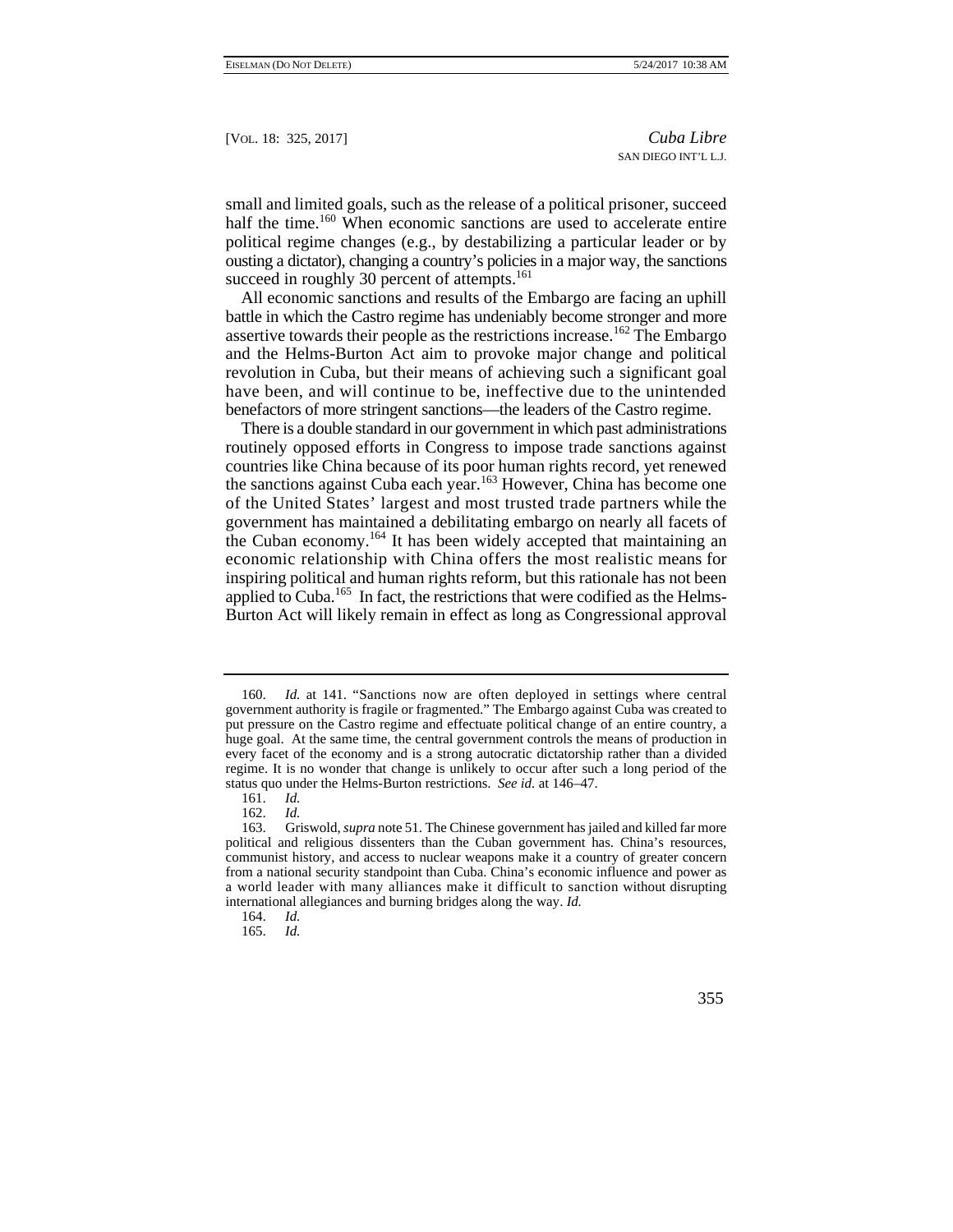small and limited goals, such as the release of a political prisoner, succeed half the time.[160] When economic sanctions are used to accelerate entire political regime changes (e.g., by destabilizing a particular leader or by ousting a dictator), changing a country's policies in a major way, the sanctions succeed in roughly 30 percent of attempts.[161]

All economic sanctions and results of the Embargo are facing an uphill battle in which the Castro regime has undeniably become stronger and more assertive towards their people as the restrictions increase.[162] The Embargo and the Helms-Burton Act aim to provoke major change and political revolution in Cuba, but their means of achieving such a significant goal have been, and will continue to be, ineffective due to the unintended benefactors of more stringent sanctions—the leaders of the Castro regime.

There is a double standard in our government in which past administrations routinely opposed efforts in Congress to impose trade sanctions against countries like China because of its poor human rights record, yet renewed the sanctions against Cuba each year.[163] However, China has become one of the United States' largest and most trusted trade partners while the government has maintained a debilitating embargo on nearly all facets of the Cuban economy.[164] It has been widely accepted that maintaining an economic relationship with China offers the most realistic means for inspiring political and human rights reform, but this rationale has not been applied to Cuba.[165] In fact, the restrictions that were codified as the Helms-Burton Act will likely remain in effect as long as Congressional approval

---

160. *Id.* at 141. "Sanctions now are often deployed in settings where central government authority is fragile or fragmented." The Embargo against Cuba was created to put pressure on the Castro regime and effectuate political change of an entire country, a huge goal. At the same time, the central government controls the means of production in every facet of the economy and is a strong autocratic dictatorship rather than a divided regime. It is no wonder that change is unlikely to occur after such a long period of the status quo under the Helms-Burton restrictions. *See id.* at 146–47.

161. *Id.*

162. *Id.*

163. Griswold, *supra* note 51. The Chinese government has jailed and killed far more political and religious dissenters than the Cuban government has. China's resources, communist history, and access to nuclear weapons make it a country of greater concern from a national security standpoint than Cuba. China's economic influence and power as a world leader with many alliances make it difficult to sanction without disrupting international allegiances and burning bridges along the way. *Id.*

164. *Id.*

165. *Id.*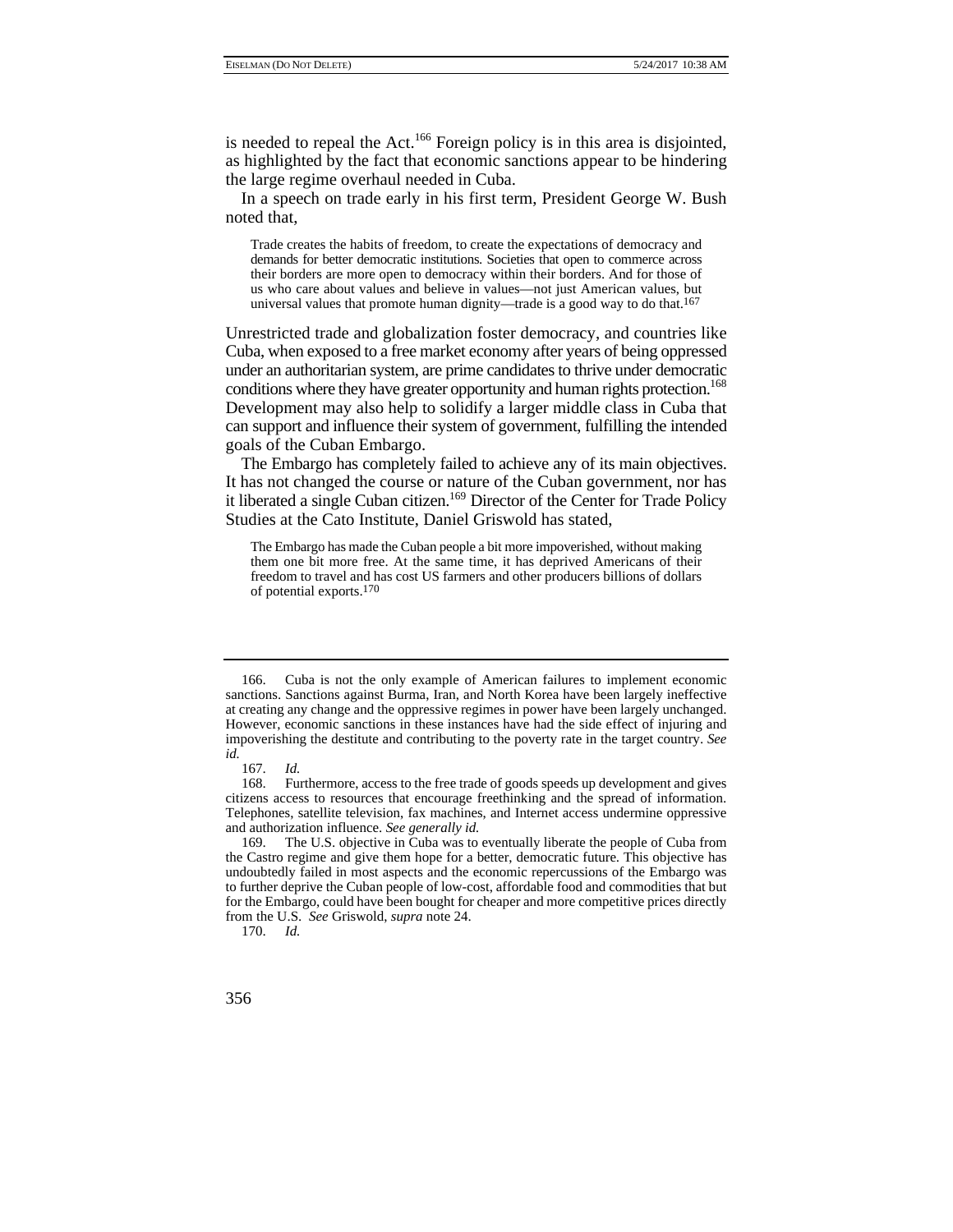is needed to repeal the Act.[166] Foreign policy is in this area is disjointed, as highlighted by the fact that economic sanctions appear to be hindering the large regime overhaul needed in Cuba.

In a speech on trade early in his first term, President George W. Bush noted that,

> Trade creates the habits of freedom, to create the expectations of democracy and demands for better democratic institutions. Societies that open to commerce across their borders are more open to democracy within their borders. And for those of us who care about values and believe in values—not just American values, but universal values that promote human dignity—trade is a good way to do that.[167]

Unrestricted trade and globalization foster democracy, and countries like Cuba, when exposed to a free market economy after years of being oppressed under an authoritarian system, are prime candidates to thrive under democratic conditions where they have greater opportunity and human rights protection.[168] Development may also help to solidify a larger middle class in Cuba that can support and influence their system of government, fulfilling the intended goals of the Cuban Embargo.

The Embargo has completely failed to achieve any of its main objectives. It has not changed the course or nature of the Cuban government, nor has it liberated a single Cuban citizen.[169] Director of the Center for Trade Policy Studies at the Cato Institute, Daniel Griswold has stated,

> The Embargo has made the Cuban people a bit more impoverished, without making them one bit more free. At the same time, it has deprived Americans of their freedom to travel and has cost US farmers and other producers billions of dollars of potential exports.[170]

---

166. Cuba is not the only example of American failures to implement economic sanctions. Sanctions against Burma, Iran, and North Korea have been largely ineffective at creating any change and the oppressive regimes in power have been largely unchanged. However, economic sanctions in these instances have had the side effect of injuring and impoverishing the destitute and contributing to the poverty rate in the target country. *See id.*

167. *Id.*

168. Furthermore, access to the free trade of goods speeds up development and gives citizens access to resources that encourage freethinking and the spread of information. Telephones, satellite television, fax machines, and Internet access undermine oppressive and authorization influence. *See generally id.*

169. The U.S. objective in Cuba was to eventually liberate the people of Cuba from the Castro regime and give them hope for a better, democratic future. This objective has undoubtedly failed in most aspects and the economic repercussions of the Embargo was to further deprive the Cuban people of low-cost, affordable food and commodities that but for the Embargo, could have been bought for cheaper and more competitive prices directly from the U.S. *See* Griswold, *supra* note 24.

170. *Id.*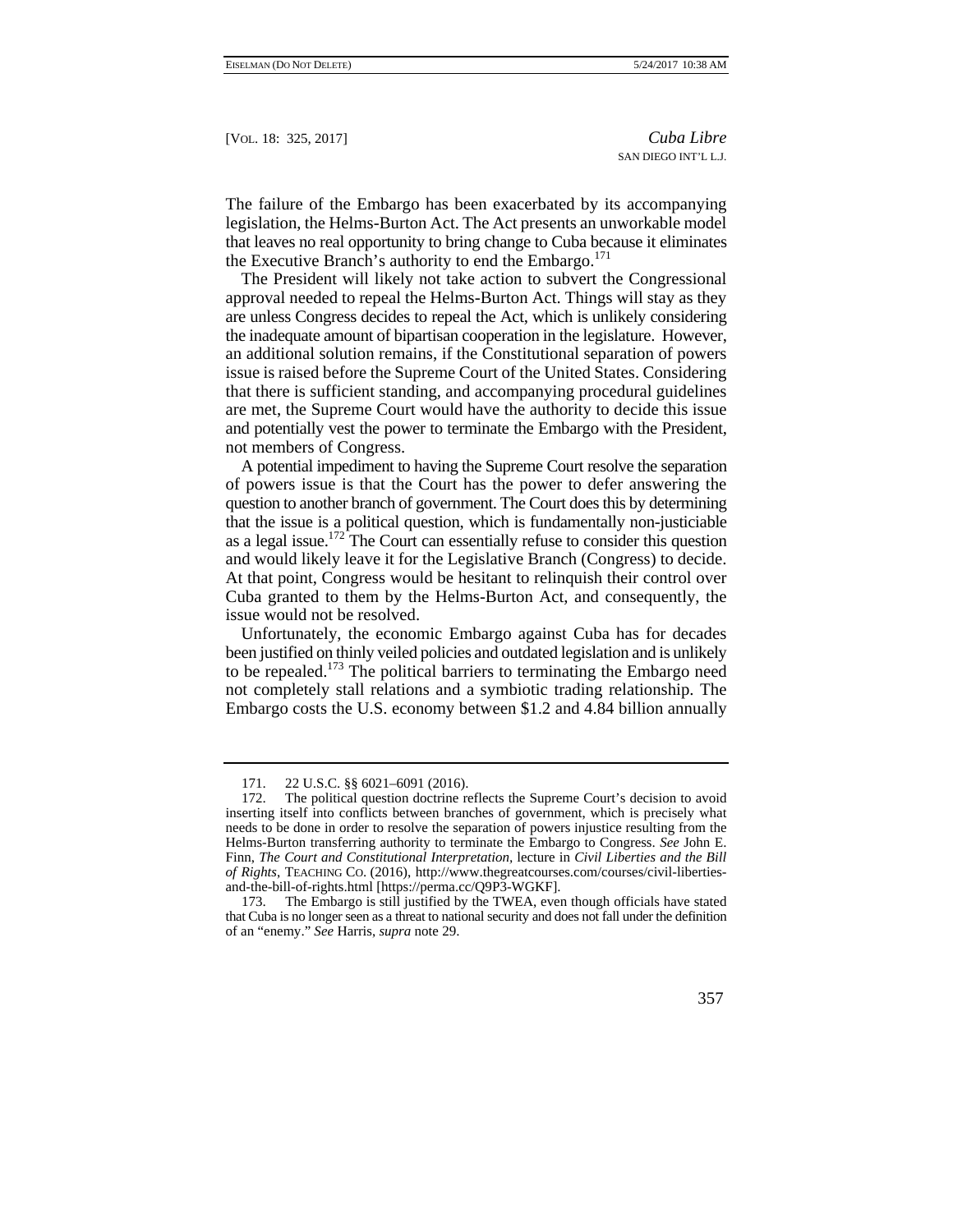The failure of the Embargo has been exacerbated by its accompanying legislation, the Helms-Burton Act. The Act presents an unworkable model that leaves no real opportunity to bring change to Cuba because it eliminates the Executive Branch's authority to end the Embargo.[171]

The President will likely not take action to subvert the Congressional approval needed to repeal the Helms-Burton Act. Things will stay as they are unless Congress decides to repeal the Act, which is unlikely considering the inadequate amount of bipartisan cooperation in the legislature. However, an additional solution remains, if the Constitutional separation of powers issue is raised before the Supreme Court of the United States. Considering that there is sufficient standing, and accompanying procedural guidelines are met, the Supreme Court would have the authority to decide this issue and potentially vest the power to terminate the Embargo with the President, not members of Congress.

A potential impediment to having the Supreme Court resolve the separation of powers issue is that the Court has the power to defer answering the question to another branch of government. The Court does this by determining that the issue is a political question, which is fundamentally non-justiciable as a legal issue.[172] The Court can essentially refuse to consider this question and would likely leave it for the Legislative Branch (Congress) to decide. At that point, Congress would be hesitant to relinquish their control over Cuba granted to them by the Helms-Burton Act, and consequently, the issue would not be resolved.

Unfortunately, the economic Embargo against Cuba has for decades been justified on thinly veiled policies and outdated legislation and is unlikely to be repealed.[173] The political barriers to terminating the Embargo need not completely stall relations and a symbiotic trading relationship. The Embargo costs the U.S. economy between $1.2 and 4.84 billion annually

---

171. 22 U.S.C. §§ 6021–6091 (2016).

172. The political question doctrine reflects the Supreme Court's decision to avoid inserting itself into conflicts between branches of government, which is precisely what needs to be done in order to resolve the separation of powers injustice resulting from the Helms-Burton transferring authority to terminate the Embargo to Congress. *See* John E. Finn, *The Court and Constitutional Interpretation*, lecture in *Civil Liberties and the Bill of Rights*, TEACHING CO. (2016), http://www.thegreatcourses.com/courses/civil-liberties-and-the-bill-of-rights.html [https://perma.cc/Q9P3-WGKF].

173. The Embargo is still justified by the TWEA, even though officials have stated that Cuba is no longer seen as a threat to national security and does not fall under the definition of an "enemy." *See* Harris, *supra* note 29.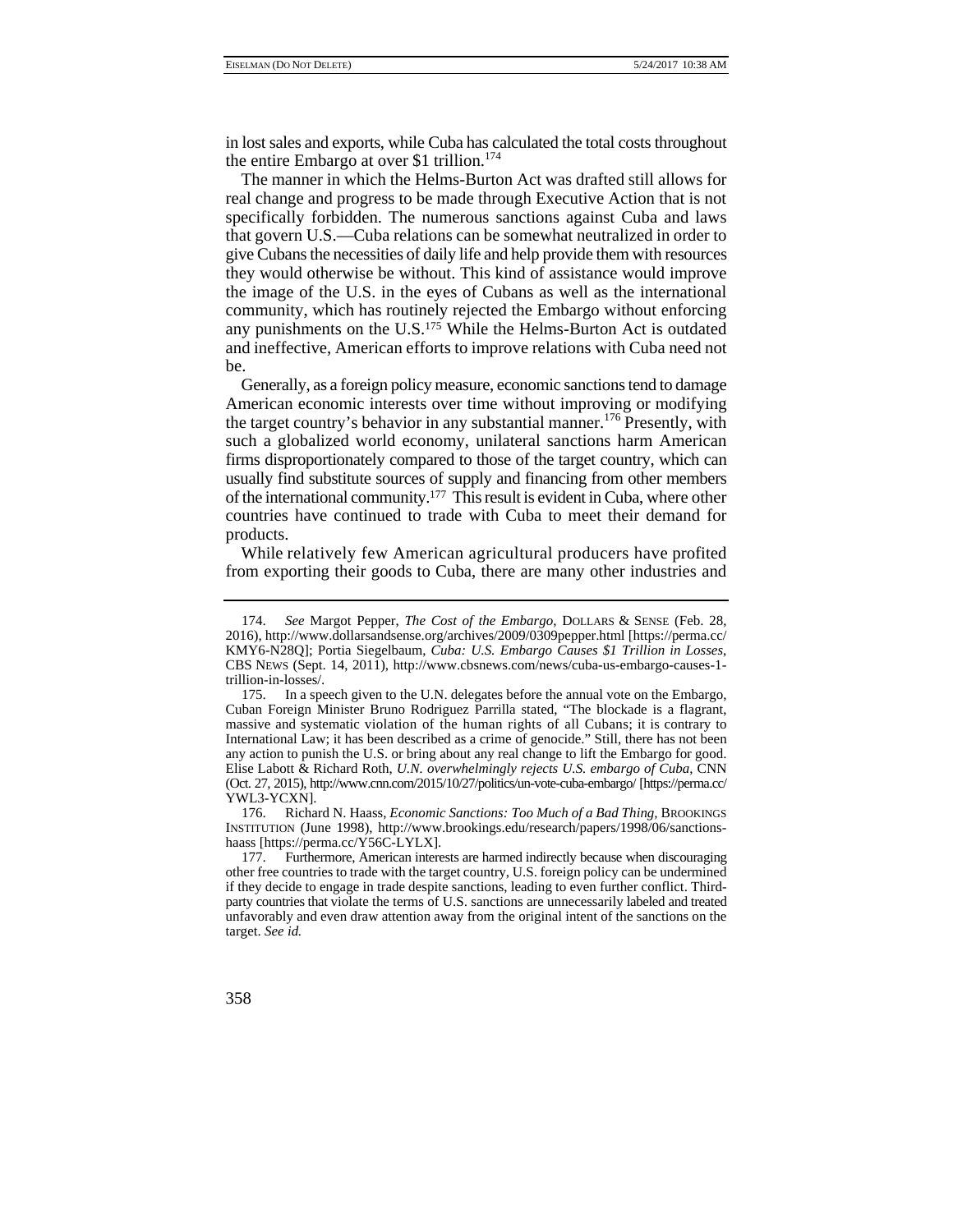in lost sales and exports, while Cuba has calculated the total costs throughout the entire Embargo at over $1 trillion.[174]

The manner in which the Helms-Burton Act was drafted still allows for real change and progress to be made through Executive Action that is not specifically forbidden. The numerous sanctions against Cuba and laws that govern U.S.—Cuba relations can be somewhat neutralized in order to give Cubans the necessities of daily life and help provide them with resources they would otherwise be without. This kind of assistance would improve the image of the U.S. in the eyes of Cubans as well as the international community, which has routinely rejected the Embargo without enforcing any punishments on the U.S.[175] While the Helms-Burton Act is outdated and ineffective, American efforts to improve relations with Cuba need not be.

Generally, as a foreign policy measure, economic sanctions tend to damage American economic interests over time without improving or modifying the target country's behavior in any substantial manner.[176] Presently, with such a globalized world economy, unilateral sanctions harm American firms disproportionately compared to those of the target country, which can usually find substitute sources of supply and financing from other members of the international community.[177] This result is evident in Cuba, where other countries have continued to trade with Cuba to meet their demand for products.

While relatively few American agricultural producers have profited from exporting their goods to Cuba, there are many other industries and

---

174. *See* Margot Pepper, *The Cost of the Embargo*, DOLLARS & SENSE (Feb. 28, 2016), http://www.dollarsandsense.org/archives/2009/0309pepper.html [https://perma.cc/KMY6-N28Q]; Portia Siegelbaum, *Cuba: U.S. Embargo Causes $1 Trillion in Losses*, CBS NEWS (Sept. 14, 2011), http://www.cbsnews.com/news/cuba-us-embargo-causes-1-trillion-in-losses/.

175. In a speech given to the U.N. delegates before the annual vote on the Embargo, Cuban Foreign Minister Bruno Rodriguez Parrilla stated, "The blockade is a flagrant, massive and systematic violation of the human rights of all Cubans; it is contrary to International Law; it has been described as a crime of genocide." Still, there has not been any action to punish the U.S. or bring about any real change to lift the Embargo for good. Elise Labott & Richard Roth, *U.N. overwhelmingly rejects U.S. embargo of Cuba*, CNN (Oct. 27, 2015), http://www.cnn.com/2015/10/27/politics/un-vote-cuba-embargo/ [https://perma.cc/YWL3-YCXN].

176. Richard N. Haass, *Economic Sanctions: Too Much of a Bad Thing*, BROOKINGS INSTITUTION (June 1998), http://www.brookings.edu/research/papers/1998/06/sanctions-haass [https://perma.cc/Y56C-LYLX].

177. Furthermore, American interests are harmed indirectly because when discouraging other free countries to trade with the target country, U.S. foreign policy can be undermined if they decide to engage in trade despite sanctions, leading to even further conflict. Third-party countries that violate the terms of U.S. sanctions are unnecessarily labeled and treated unfavorably and even draw attention away from the original intent of the sanctions on the target. *See id.*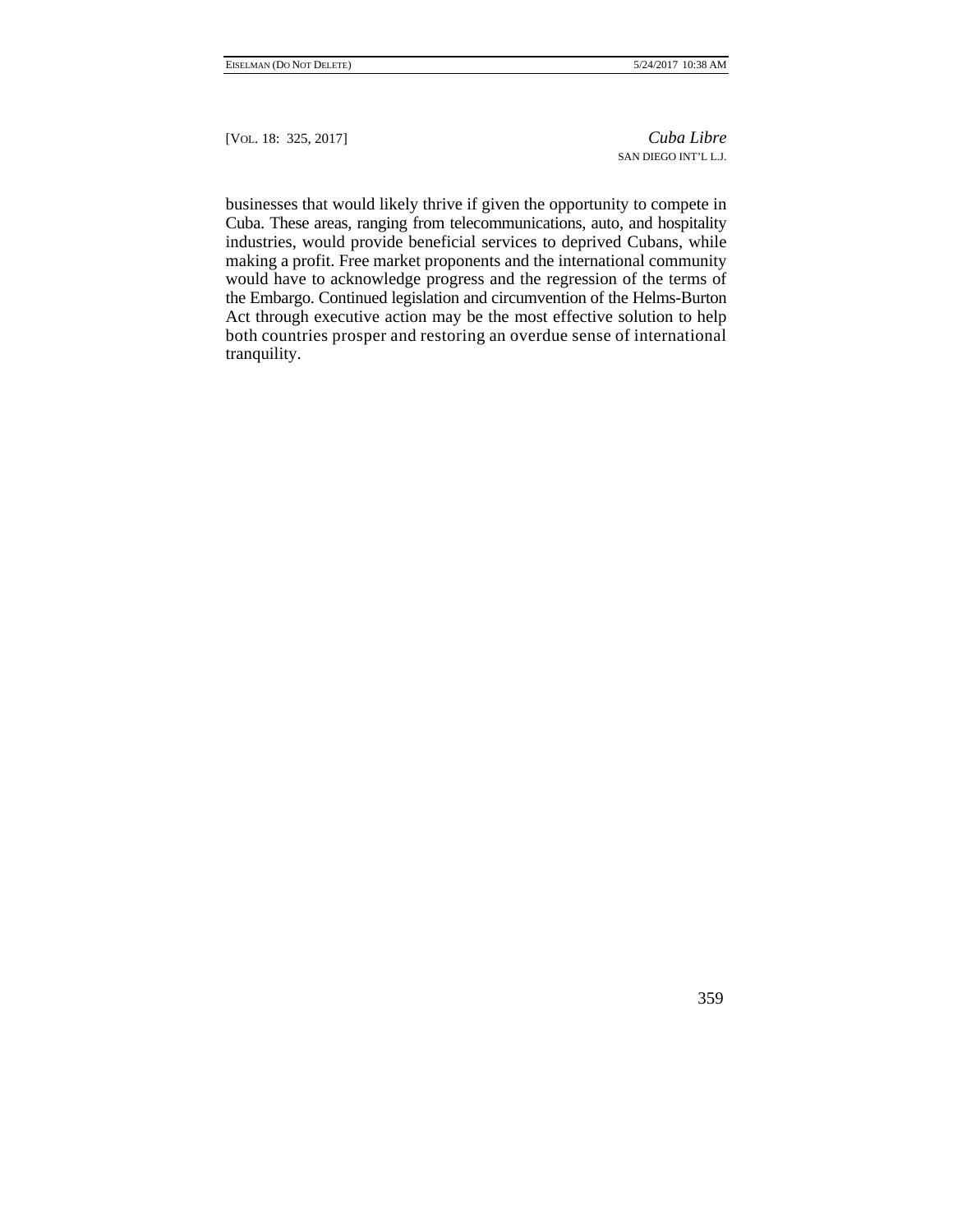businesses that would likely thrive if given the opportunity to compete in Cuba. These areas, ranging from telecommunications, auto, and hospitality industries, would provide beneficial services to deprived Cubans, while making a profit. Free market proponents and the international community would have to acknowledge progress and the regression of the terms of the Embargo. Continued legislation and circumvention of the Helms-Burton Act through executive action may be the most effective solution to help both countries prosper and restoring an overdue sense of international tranquility.